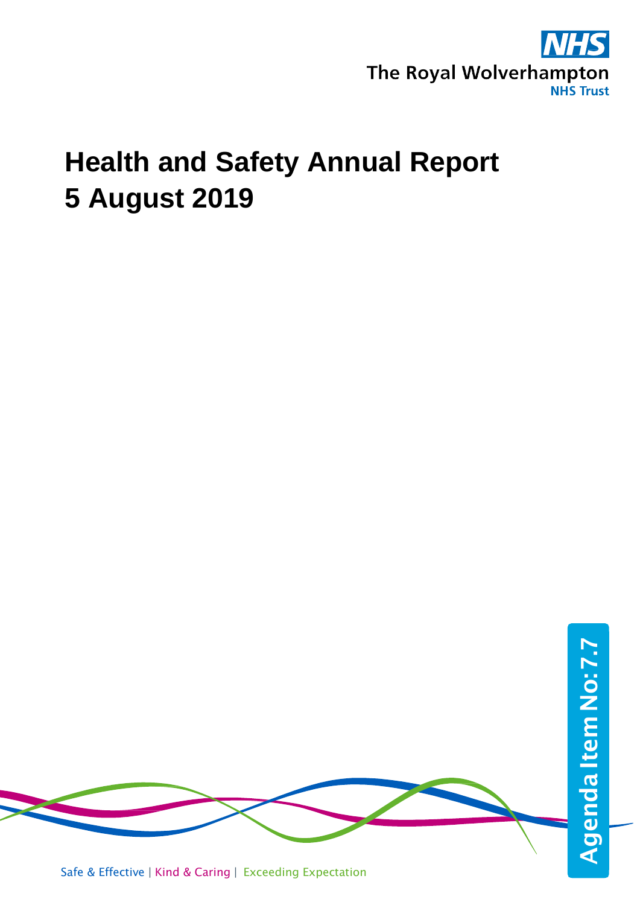NHS

The Royal Wolverhampton
NHS Trust

# Health and Safety Annual Report
# 5 August 2019

Agenda Item No: 7.7

Safe & Effective | Kind & Caring | Exceeding Expectation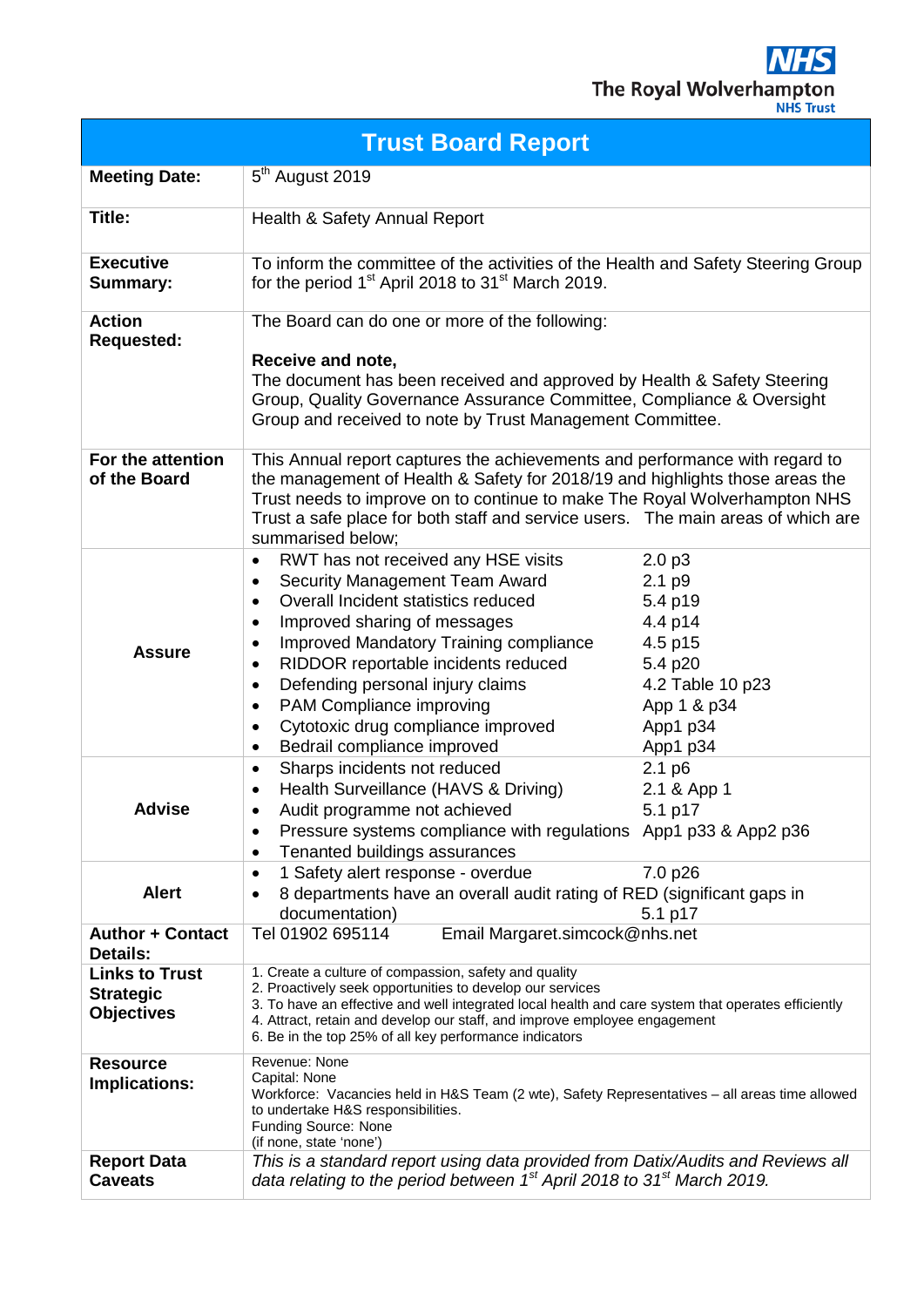The Royal Wolverhampton NHS Trust

| Trust Board Report | |
|---|---|
| **Meeting Date:** | 5th August 2019 |
| **Title:** | Health & Safety Annual Report |
| **Executive Summary:** | To inform the committee of the activities of the Health and Safety Steering Group for the period 1st April 2018 to 31st March 2019. |
| **Action Requested:** | The Board can do one or more of the following:<br><br>**Receive and note,**<br>The document has been received and approved by Health & Safety Steering Group, Quality Governance Assurance Committee, Compliance & Oversight Group and received to note by Trust Management Committee. |
| **For the attention of the Board** | This Annual report captures the achievements and performance with regard to the management of Health & Safety for 2018/19 and highlights those areas the Trust needs to improve on to continue to make The Royal Wolverhampton NHS Trust a safe place for both staff and service users. The main areas of which are summarised below; |
| **Assure** | • RWT has not received any HSE visits — 2.0 p3<br>• Security Management Team Award — 2.1 p9<br>• Overall Incident statistics reduced — 5.4 p19<br>• Improved sharing of messages — 4.4 p14<br>• Improved Mandatory Training compliance — 4.5 p15<br>• RIDDOR reportable incidents reduced — 5.4 p20<br>• Defending personal injury claims — 4.2 Table 10 p23<br>• PAM Compliance improving — App 1 & p34<br>• Cytotoxic drug compliance improved — App1 p34<br>• Bedrail compliance improved — App1 p34 |
| **Advise** | • Sharps incidents not reduced — 2.1 p6<br>• Health Surveillance (HAVS & Driving) — 2.1 & App 1<br>• Audit programme not achieved — 5.1 p17<br>• Pressure systems compliance with regulations — App1 p33 & App2 p36<br>• Tenanted buildings assurances |
| **Alert** | • 1 Safety alert response - overdue — 7.0 p26<br>• 8 departments have an overall audit rating of RED (significant gaps in documentation) — 5.1 p17 |
| **Author + Contact Details:** | Tel 01902 695114 Email Margaret.simcock@nhs.net |
| **Links to Trust Strategic Objectives** | 1. Create a culture of compassion, safety and quality<br>2. Proactively seek opportunities to develop our services<br>3. To have an effective and well integrated local health and care system that operates efficiently<br>4. Attract, retain and develop our staff, and improve employee engagement<br>6. Be in the top 25% of all key performance indicators |
| **Resource Implications:** | Revenue: None<br>Capital: None<br>Workforce: Vacancies held in H&S Team (2 wte), Safety Representatives – all areas time allowed to undertake H&S responsibilities.<br>Funding Source: None<br>(if none, state 'none') |
| **Report Data Caveats** | *This is a standard report using data provided from Datix/Audits and Reviews all data relating to the period between 1st April 2018 to 31st March 2019.* |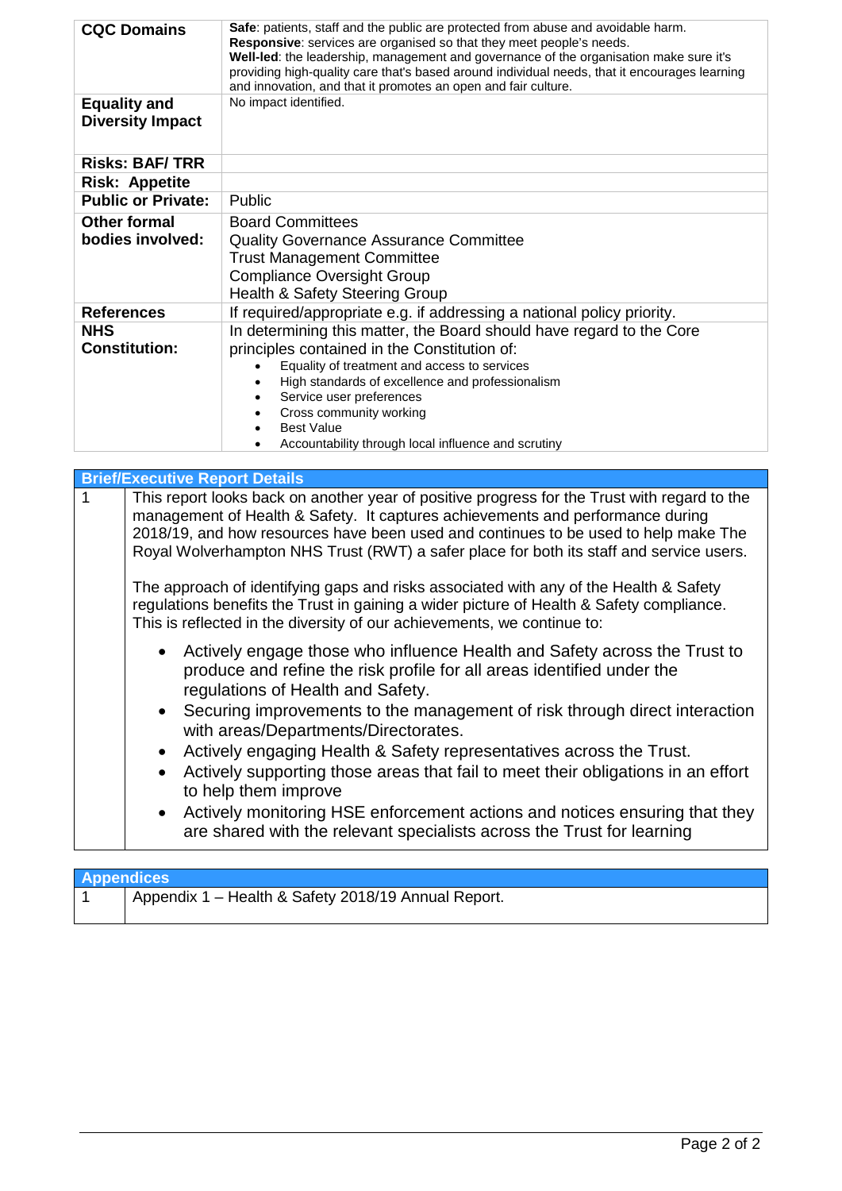| | |
|---|---|
| **CQC Domains** | **Safe**: patients, staff and the public are protected from abuse and avoidable harm. **Responsive**: services are organised so that they meet people's needs. **Well-led**: the leadership, management and governance of the organisation make sure it's providing high-quality care that's based around individual needs, that it encourages learning and innovation, and that it promotes an open and fair culture. |
| **Equality and Diversity Impact** | No impact identified. |
| **Risks: BAF/ TRR** | |
| **Risk: Appetite** | |
| **Public or Private:** | Public |
| **Other formal bodies involved:** | Board Committees<br>Quality Governance Assurance Committee<br>Trust Management Committee<br>Compliance Oversight Group<br>Health & Safety Steering Group |
| **References** | If required/appropriate e.g. if addressing a national policy priority. |
| **NHS Constitution:** | In determining this matter, the Board should have regard to the Core principles contained in the Constitution of:<br>• Equality of treatment and access to services<br>• High standards of excellence and professionalism<br>• Service user preferences<br>• Cross community working<br>• Best Value<br>• Accountability through local influence and scrutiny |

| **Brief/Executive Report Details** | |
|---|---|
| 1 | This report looks back on another year of positive progress for the Trust with regard to the management of Health & Safety. It captures achievements and performance during 2018/19, and how resources have been used and continues to be used to help make The Royal Wolverhampton NHS Trust (RWT) a safer place for both its staff and service users.<br><br>The approach of identifying gaps and risks associated with any of the Health & Safety regulations benefits the Trust in gaining a wider picture of Health & Safety compliance. This is reflected in the diversity of our achievements, we continue to:<br><br>• Actively engage those who influence Health and Safety across the Trust to produce and refine the risk profile for all areas identified under the regulations of Health and Safety.<br>• Securing improvements to the management of risk through direct interaction with areas/Departments/Directorates.<br>• Actively engaging Health & Safety representatives across the Trust.<br>• Actively supporting those areas that fail to meet their obligations in an effort to help them improve<br>• Actively monitoring HSE enforcement actions and notices ensuring that they are shared with the relevant specialists across the Trust for learning |

| **Appendices** | |
|---|---|
| 1 | Appendix 1 – Health & Safety 2018/19 Annual Report. |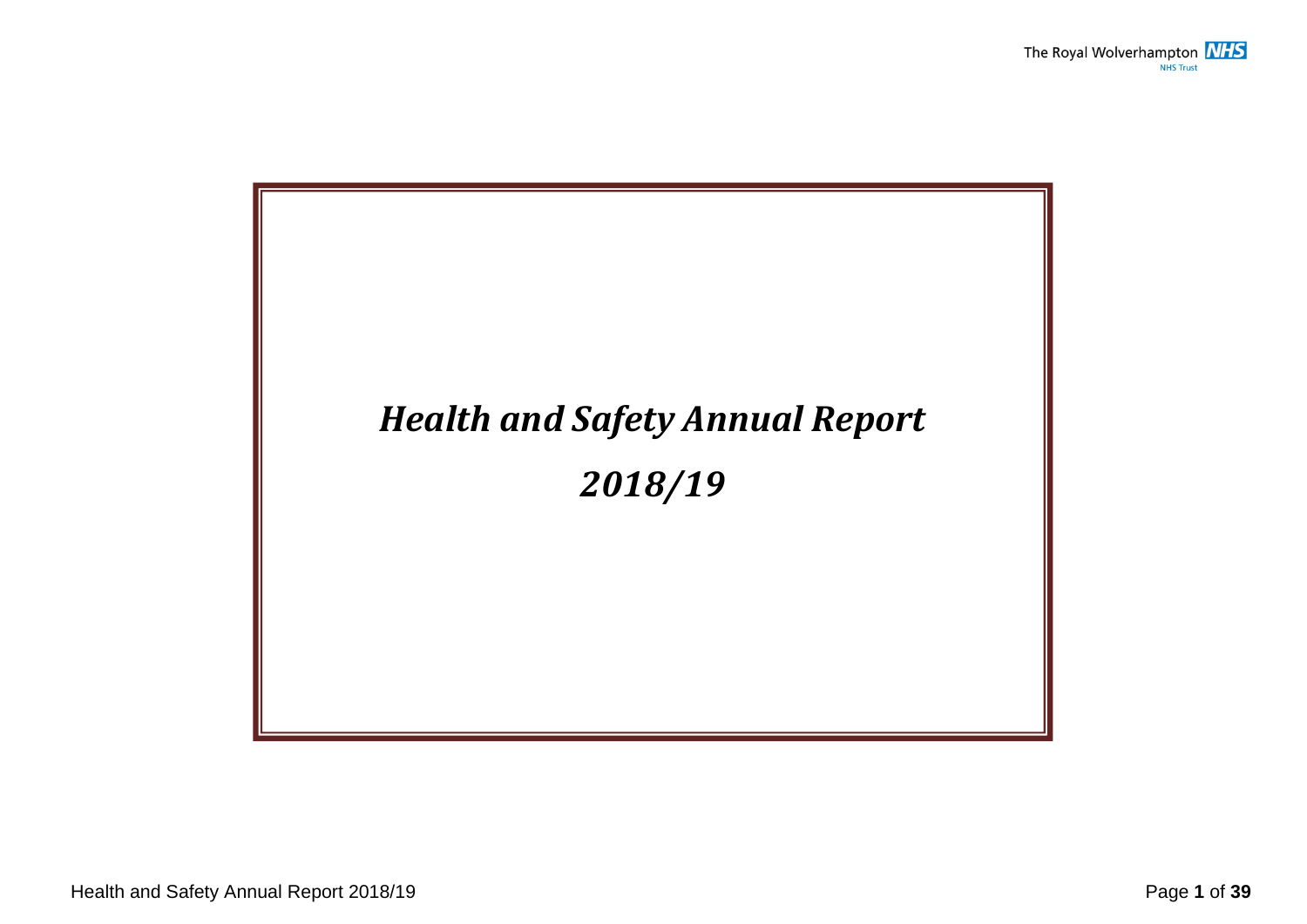# *Health and Safety Annual Report*

# *2018/19*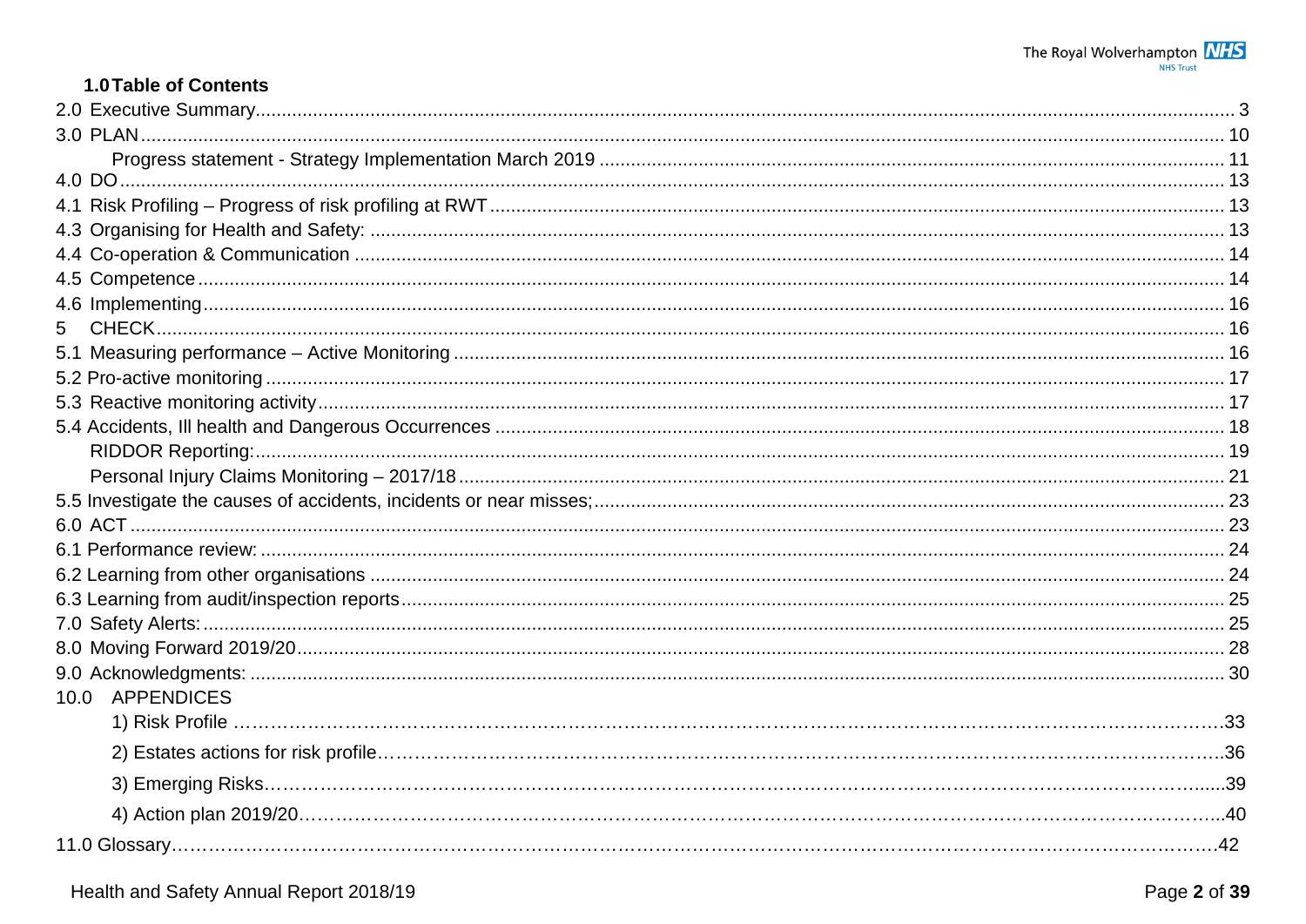## 1.0 Table of Contents

| Section | Page |
|---|---|
| 2.0 Executive Summary | 3 |
| 3.0 PLAN | 10 |
| Progress statement - Strategy Implementation March 2019 | 11 |
| 4.0 DO | 13 |
| 4.1 Risk Profiling – Progress of risk profiling at RWT | 13 |
| 4.3 Organising for Health and Safety: | 13 |
| 4.4 Co-operation & Communication | 14 |
| 4.5 Competence | 14 |
| 4.6 Implementing | 16 |
| 5 CHECK | 16 |
| 5.1 Measuring performance – Active Monitoring | 16 |
| 5.2 Pro-active monitoring | 17 |
| 5.3 Reactive monitoring activity | 17 |
| 5.4 Accidents, Ill health and Dangerous Occurrences | 18 |
| RIDDOR Reporting: | 19 |
| Personal Injury Claims Monitoring – 2017/18 | 21 |
| 5.5 Investigate the causes of accidents, incidents or near misses; | 23 |
| 6.0 ACT | 23 |
| 6.1 Performance review: | 24 |
| 6.2 Learning from other organisations | 24 |
| 6.3 Learning from audit/inspection reports | 25 |
| 7.0 Safety Alerts: | 25 |
| 8.0 Moving Forward 2019/20 | 28 |
| 9.0 Acknowledgments: | 30 |
| 10.0 APPENDICES | |
| 1) Risk Profile | 33 |
| 2) Estates actions for risk profile | 36 |
| 3) Emerging Risks | 39 |
| 4) Action plan 2019/20 | 40 |
| 11.0 Glossary | 42 |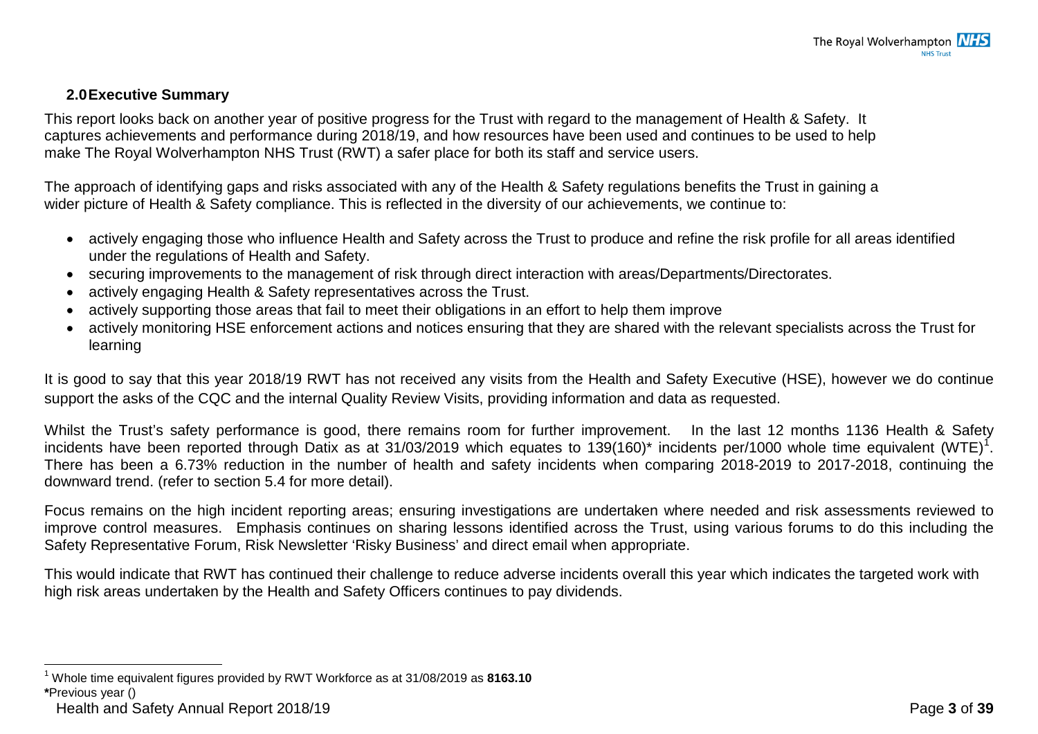## 2.0 Executive Summary

This report looks back on another year of positive progress for the Trust with regard to the management of Health & Safety. It captures achievements and performance during 2018/19, and how resources have been used and continues to be used to help make The Royal Wolverhampton NHS Trust (RWT) a safer place for both its staff and service users.

The approach of identifying gaps and risks associated with any of the Health & Safety regulations benefits the Trust in gaining a wider picture of Health & Safety compliance. This is reflected in the diversity of our achievements, we continue to:

- actively engaging those who influence Health and Safety across the Trust to produce and refine the risk profile for all areas identified under the regulations of Health and Safety.
- securing improvements to the management of risk through direct interaction with areas/Departments/Directorates.
- actively engaging Health & Safety representatives across the Trust.
- actively supporting those areas that fail to meet their obligations in an effort to help them improve
- actively monitoring HSE enforcement actions and notices ensuring that they are shared with the relevant specialists across the Trust for learning

It is good to say that this year 2018/19 RWT has not received any visits from the Health and Safety Executive (HSE), however we do continue support the asks of the CQC and the internal Quality Review Visits, providing information and data as requested.

Whilst the Trust's safety performance is good, there remains room for further improvement. In the last 12 months 1136 Health & Safety incidents have been reported through Datix as at 31/03/2019 which equates to 139(160)* incidents per/1000 whole time equivalent (WTE)[1]. There has been a 6.73% reduction in the number of health and safety incidents when comparing 2018-2019 to 2017-2018, continuing the downward trend. (refer to section 5.4 for more detail).

Focus remains on the high incident reporting areas; ensuring investigations are undertaken where needed and risk assessments reviewed to improve control measures. Emphasis continues on sharing lessons identified across the Trust, using various forums to do this including the Safety Representative Forum, Risk Newsletter 'Risky Business' and direct email when appropriate.

This would indicate that RWT has continued their challenge to reduce adverse incidents overall this year which indicates the targeted work with high risk areas undertaken by the Health and Safety Officers continues to pay dividends.

---

[1] Whole time equivalent figures provided by RWT Workforce as at 31/08/2019 as **8163.10**

**\***Previous year ()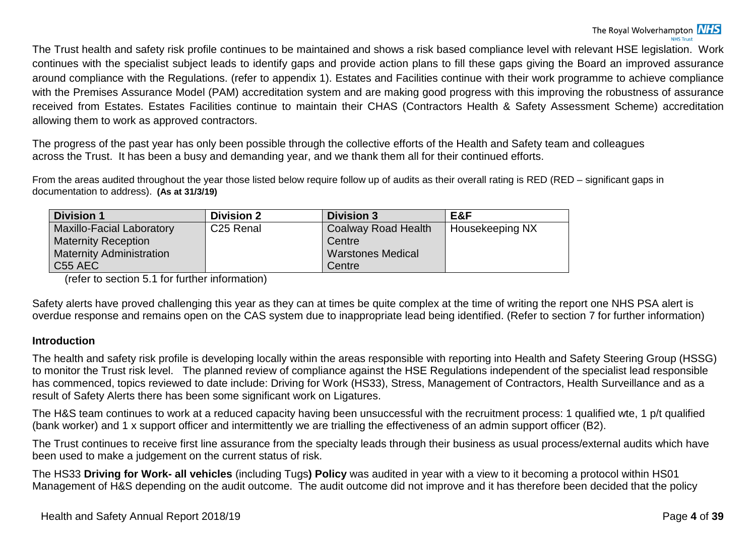The Trust health and safety risk profile continues to be maintained and shows a risk based compliance level with relevant HSE legislation. Work continues with the specialist subject leads to identify gaps and provide action plans to fill these gaps giving the Board an improved assurance around compliance with the Regulations. (refer to appendix 1). Estates and Facilities continue with their work programme to achieve compliance with the Premises Assurance Model (PAM) accreditation system and are making good progress with this improving the robustness of assurance received from Estates. Estates Facilities continue to maintain their CHAS (Contractors Health & Safety Assessment Scheme) accreditation allowing them to work as approved contractors.

The progress of the past year has only been possible through the collective efforts of the Health and Safety team and colleagues across the Trust. It has been a busy and demanding year, and we thank them all for their continued efforts.

From the areas audited throughout the year those listed below require follow up of audits as their overall rating is RED (RED – significant gaps in documentation to address). **(As at 31/3/19)**

| Division 1 | Division 2 | Division 3 | E&F |
|---|---|---|---|
| Maxillo-Facial Laboratory<br>Maternity Reception<br>Maternity Administration<br>C55 AEC | C25 Renal | Coalway Road Health Centre<br>Warstones Medical Centre | Housekeeping NX |

(refer to section 5.1 for further information)

Safety alerts have proved challenging this year as they can at times be quite complex at the time of writing the report one NHS PSA alert is overdue response and remains open on the CAS system due to inappropriate lead being identified. (Refer to section 7 for further information)

## Introduction

The health and safety risk profile is developing locally within the areas responsible with reporting into Health and Safety Steering Group (HSSG) to monitor the Trust risk level. The planned review of compliance against the HSE Regulations independent of the specialist lead responsible has commenced, topics reviewed to date include: Driving for Work (HS33), Stress, Management of Contractors, Health Surveillance and as a result of Safety Alerts there has been some significant work on Ligatures.

The H&S team continues to work at a reduced capacity having been unsuccessful with the recruitment process: 1 qualified wte, 1 p/t qualified (bank worker) and 1 x support officer and intermittently we are trialling the effectiveness of an admin support officer (B2).

The Trust continues to receive first line assurance from the specialty leads through their business as usual process/external audits which have been used to make a judgement on the current status of risk.

The HS33 **Driving for Work- all vehicles** (including Tugs**) Policy** was audited in year with a view to it becoming a protocol within HS01 Management of H&S depending on the audit outcome. The audit outcome did not improve and it has therefore been decided that the policy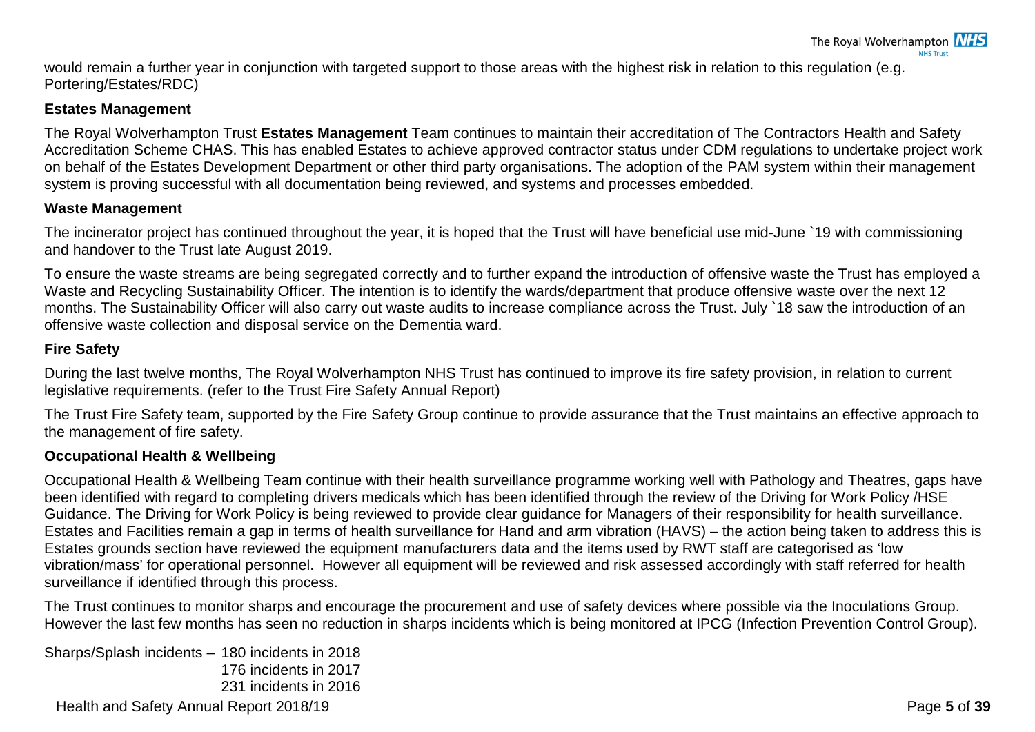would remain a further year in conjunction with targeted support to those areas with the highest risk in relation to this regulation (e.g. Portering/Estates/RDC)

### Estates Management

The Royal Wolverhampton Trust **Estates Management** Team continues to maintain their accreditation of The Contractors Health and Safety Accreditation Scheme CHAS. This has enabled Estates to achieve approved contractor status under CDM regulations to undertake project work on behalf of the Estates Development Department or other third party organisations. The adoption of the PAM system within their management system is proving successful with all documentation being reviewed, and systems and processes embedded.

### Waste Management

The incinerator project has continued throughout the year, it is hoped that the Trust will have beneficial use mid-June `19 with commissioning and handover to the Trust late August 2019.

To ensure the waste streams are being segregated correctly and to further expand the introduction of offensive waste the Trust has employed a Waste and Recycling Sustainability Officer. The intention is to identify the wards/department that produce offensive waste over the next 12 months. The Sustainability Officer will also carry out waste audits to increase compliance across the Trust. July `18 saw the introduction of an offensive waste collection and disposal service on the Dementia ward.

### Fire Safety

During the last twelve months, The Royal Wolverhampton NHS Trust has continued to improve its fire safety provision, in relation to current legislative requirements. (refer to the Trust Fire Safety Annual Report)

The Trust Fire Safety team, supported by the Fire Safety Group continue to provide assurance that the Trust maintains an effective approach to the management of fire safety.

### Occupational Health & Wellbeing

Occupational Health & Wellbeing Team continue with their health surveillance programme working well with Pathology and Theatres, gaps have been identified with regard to completing drivers medicals which has been identified through the review of the Driving for Work Policy /HSE Guidance. The Driving for Work Policy is being reviewed to provide clear guidance for Managers of their responsibility for health surveillance. Estates and Facilities remain a gap in terms of health surveillance for Hand and arm vibration (HAVS) – the action being taken to address this is Estates grounds section have reviewed the equipment manufacturers data and the items used by RWT staff are categorised as 'low vibration/mass' for operational personnel. However all equipment will be reviewed and risk assessed accordingly with staff referred for health surveillance if identified through this process.

The Trust continues to monitor sharps and encourage the procurement and use of safety devices where possible via the Inoculations Group. However the last few months has seen no reduction in sharps incidents which is being monitored at IPCG (Infection Prevention Control Group).

Sharps/Splash incidents – 180 incidents in 2018
176 incidents in 2017
231 incidents in 2016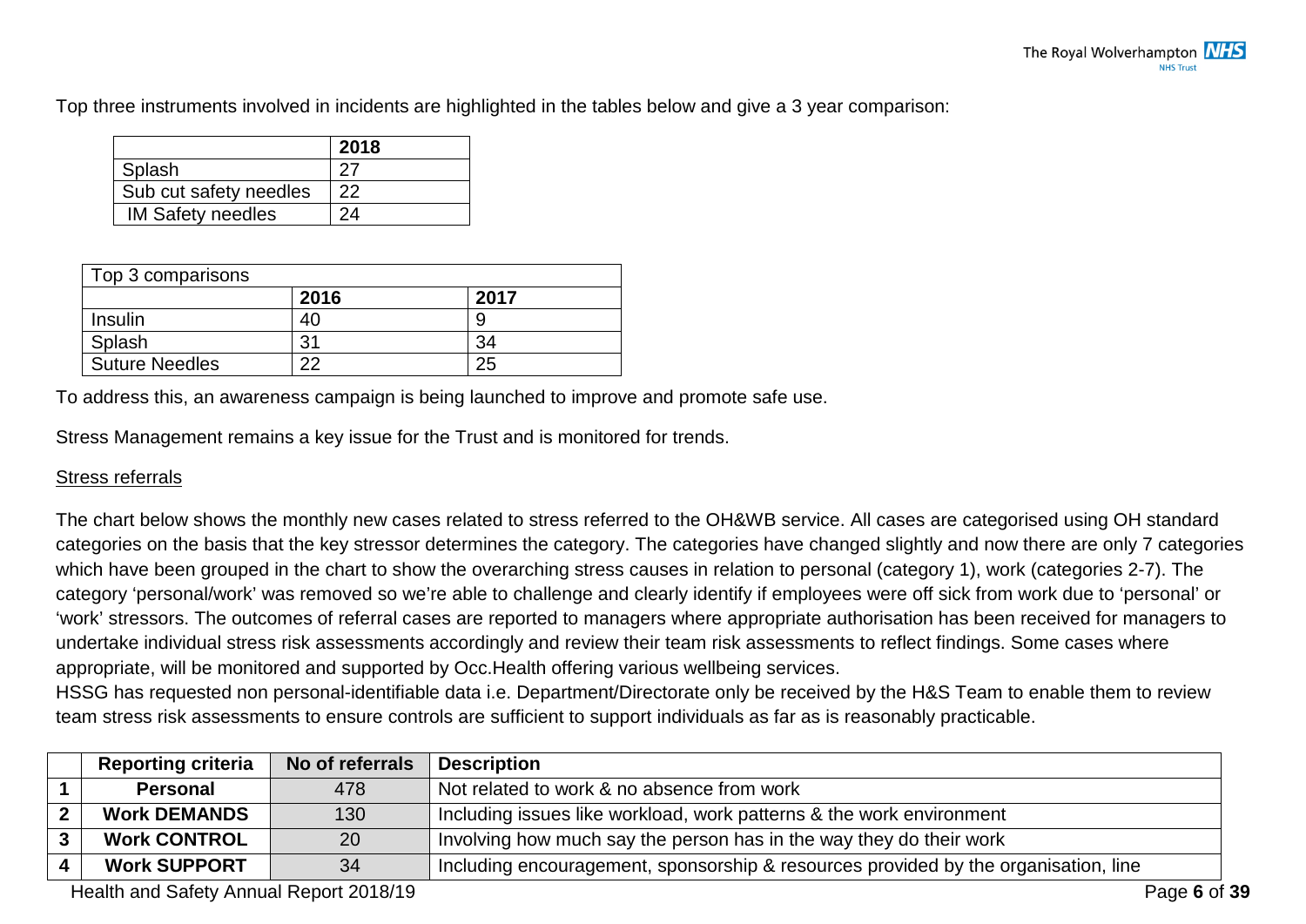Top three instruments involved in incidents are highlighted in the tables below and give a 3 year comparison:

| | 2018 |
|---|---|
| Splash | 27 |
| Sub cut safety needles | 22 |
| IM Safety needles | 24 |

| Top 3 comparisons | | |
|---|---|---|
| | **2016** | **2017** |
| Insulin | 40 | 9 |
| Splash | 31 | 34 |
| Suture Needles | 22 | 25 |

To address this, an awareness campaign is being launched to improve and promote safe use.

Stress Management remains a key issue for the Trust and is monitored for trends.

Stress referrals

The chart below shows the monthly new cases related to stress referred to the OH&WB service. All cases are categorised using OH standard categories on the basis that the key stressor determines the category. The categories have changed slightly and now there are only 7 categories which have been grouped in the chart to show the overarching stress causes in relation to personal (category 1), work (categories 2-7). The category 'personal/work' was removed so we're able to challenge and clearly identify if employees were off sick from work due to 'personal' or 'work' stressors. The outcomes of referral cases are reported to managers where appropriate authorisation has been received for managers to undertake individual stress risk assessments accordingly and review their team risk assessments to reflect findings. Some cases where appropriate, will be monitored and supported by Occ.Health offering various wellbeing services.
HSSG has requested non personal-identifiable data i.e. Department/Directorate only be received by the H&S Team to enable them to review team stress risk assessments to ensure controls are sufficient to support individuals as far as is reasonably practicable.

| | Reporting criteria | No of referrals | Description |
|---|---|---|---|
| 1 | **Personal** | 478 | Not related to work & no absence from work |
| 2 | **Work DEMANDS** | 130 | Including issues like workload, work patterns & the work environment |
| 3 | **Work CONTROL** | 20 | Involving how much say the person has in the way they do their work |
| 4 | **Work SUPPORT** | 34 | Including encouragement, sponsorship & resources provided by the organisation, line |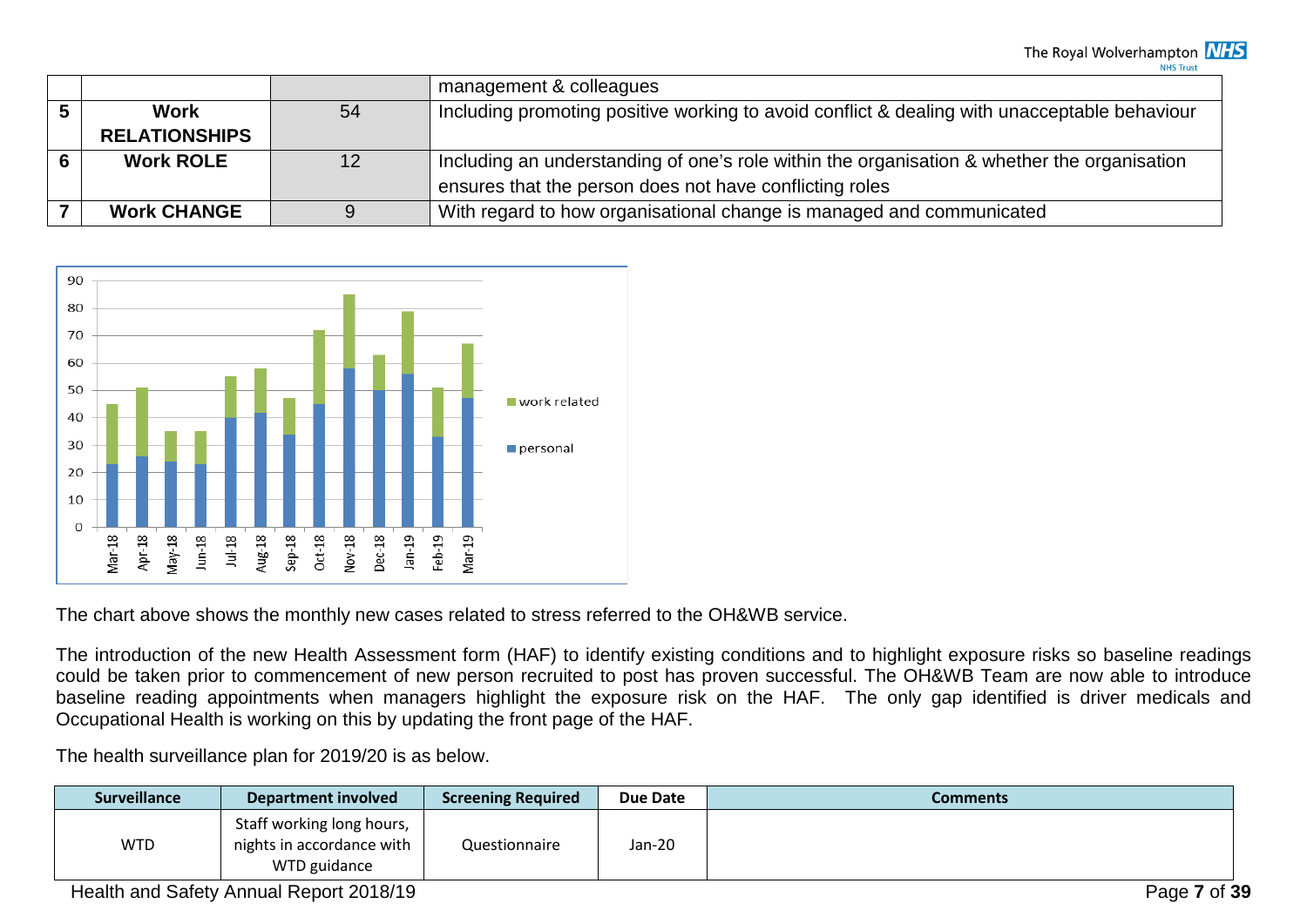| | | | management & colleagues |
|---|---|---|---|
| 5 | **Work RELATIONSHIPS** | 54 | Including promoting positive working to avoid conflict & dealing with unacceptable behaviour |
| 6 | **Work ROLE** | 12 | Including an understanding of one's role within the organisation & whether the organisation ensures that the person does not have conflicting roles |
| 7 | **Work CHANGE** | 9 | With regard to how organisational change is managed and communicated |

The chart above shows the monthly new cases related to stress referred to the OH&WB service.

The introduction of the new Health Assessment form (HAF) to identify existing conditions and to highlight exposure risks so baseline readings could be taken prior to commencement of new person recruited to post has proven successful. The OH&WB Team are now able to introduce baseline reading appointments when managers highlight the exposure risk on the HAF. The only gap identified is driver medicals and Occupational Health is working on this by updating the front page of the HAF.

The health surveillance plan for 2019/20 is as below.

| Surveillance | Department involved | Screening Required | Due Date | Comments |
|---|---|---|---|---|
| WTD | Staff working long hours, nights in accordance with WTD guidance | Questionnaire | Jan-20 | |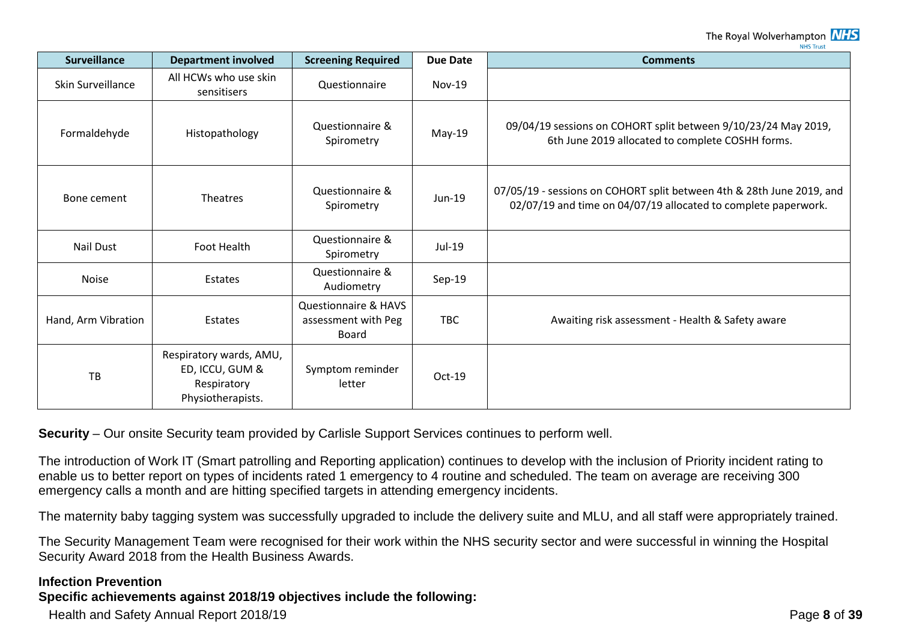| Surveillance | Department involved | Screening Required | Due Date | Comments |
|---|---|---|---|---|
| Skin Surveillance | All HCWs who use skin sensitisers | Questionnaire | Nov-19 | |
| Formaldehyde | Histopathology | Questionnaire & Spirometry | May-19 | 09/04/19 sessions on COHORT split between 9/10/23/24 May 2019, 6th June 2019 allocated to complete COSHH forms. |
| Bone cement | Theatres | Questionnaire & Spirometry | Jun-19 | 07/05/19 - sessions on COHORT split between 4th & 28th June 2019, and 02/07/19 and time on 04/07/19 allocated to complete paperwork. |
| Nail Dust | Foot Health | Questionnaire & Spirometry | Jul-19 | |
| Noise | Estates | Questionnaire & Audiometry | Sep-19 | |
| Hand, Arm Vibration | Estates | Questionnaire & HAVS assessment with Peg Board | TBC | Awaiting risk assessment - Health & Safety aware |
| TB | Respiratory wards, AMU, ED, ICCU, GUM & Respiratory Physiotherapists. | Symptom reminder letter | Oct-19 | |

**Security** – Our onsite Security team provided by Carlisle Support Services continues to perform well.

The introduction of Work IT (Smart patrolling and Reporting application) continues to develop with the inclusion of Priority incident rating to enable us to better report on types of incidents rated 1 emergency to 4 routine and scheduled. The team on average are receiving 300 emergency calls a month and are hitting specified targets in attending emergency incidents.

The maternity baby tagging system was successfully upgraded to include the delivery suite and MLU, and all staff were appropriately trained.

The Security Management Team were recognised for their work within the NHS security sector and were successful in winning the Hospital Security Award 2018 from the Health Business Awards.

**Infection Prevention**

**Specific achievements against 2018/19 objectives include the following:**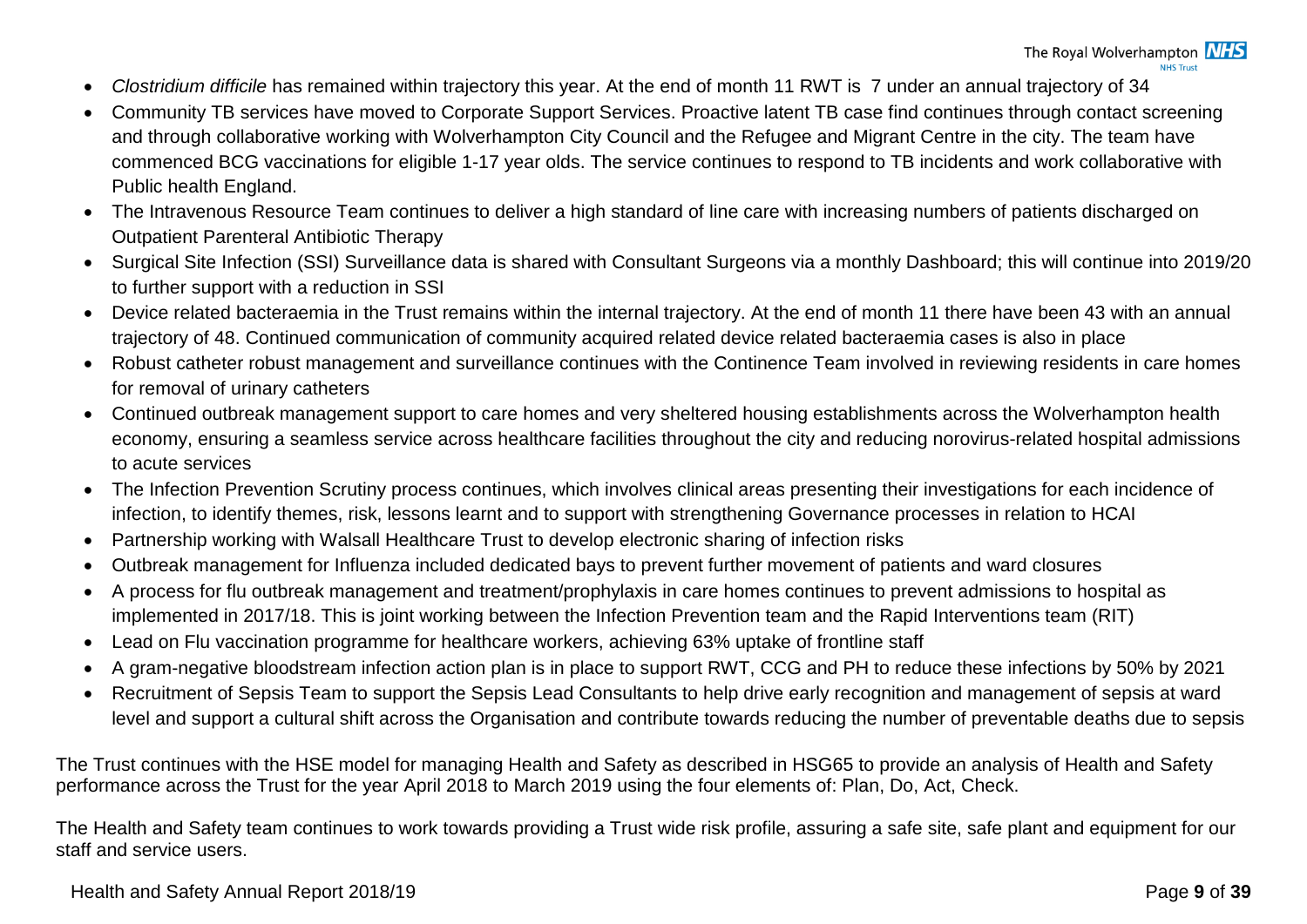- *Clostridium difficile* has remained within trajectory this year. At the end of month 11 RWT is 7 under an annual trajectory of 34
- Community TB services have moved to Corporate Support Services. Proactive latent TB case find continues through contact screening and through collaborative working with Wolverhampton City Council and the Refugee and Migrant Centre in the city. The team have commenced BCG vaccinations for eligible 1-17 year olds. The service continues to respond to TB incidents and work collaborative with Public health England.
- The Intravenous Resource Team continues to deliver a high standard of line care with increasing numbers of patients discharged on Outpatient Parenteral Antibiotic Therapy
- Surgical Site Infection (SSI) Surveillance data is shared with Consultant Surgeons via a monthly Dashboard; this will continue into 2019/20 to further support with a reduction in SSI
- Device related bacteraemia in the Trust remains within the internal trajectory. At the end of month 11 there have been 43 with an annual trajectory of 48. Continued communication of community acquired related device related bacteraemia cases is also in place
- Robust catheter robust management and surveillance continues with the Continence Team involved in reviewing residents in care homes for removal of urinary catheters
- Continued outbreak management support to care homes and very sheltered housing establishments across the Wolverhampton health economy, ensuring a seamless service across healthcare facilities throughout the city and reducing norovirus-related hospital admissions to acute services
- The Infection Prevention Scrutiny process continues, which involves clinical areas presenting their investigations for each incidence of infection, to identify themes, risk, lessons learnt and to support with strengthening Governance processes in relation to HCAI
- Partnership working with Walsall Healthcare Trust to develop electronic sharing of infection risks
- Outbreak management for Influenza included dedicated bays to prevent further movement of patients and ward closures
- A process for flu outbreak management and treatment/prophylaxis in care homes continues to prevent admissions to hospital as implemented in 2017/18. This is joint working between the Infection Prevention team and the Rapid Interventions team (RIT)
- Lead on Flu vaccination programme for healthcare workers, achieving 63% uptake of frontline staff
- A gram-negative bloodstream infection action plan is in place to support RWT, CCG and PH to reduce these infections by 50% by 2021
- Recruitment of Sepsis Team to support the Sepsis Lead Consultants to help drive early recognition and management of sepsis at ward level and support a cultural shift across the Organisation and contribute towards reducing the number of preventable deaths due to sepsis

The Trust continues with the HSE model for managing Health and Safety as described in HSG65 to provide an analysis of Health and Safety performance across the Trust for the year April 2018 to March 2019 using the four elements of: Plan, Do, Act, Check.

The Health and Safety team continues to work towards providing a Trust wide risk profile, assuring a safe site, safe plant and equipment for our staff and service users.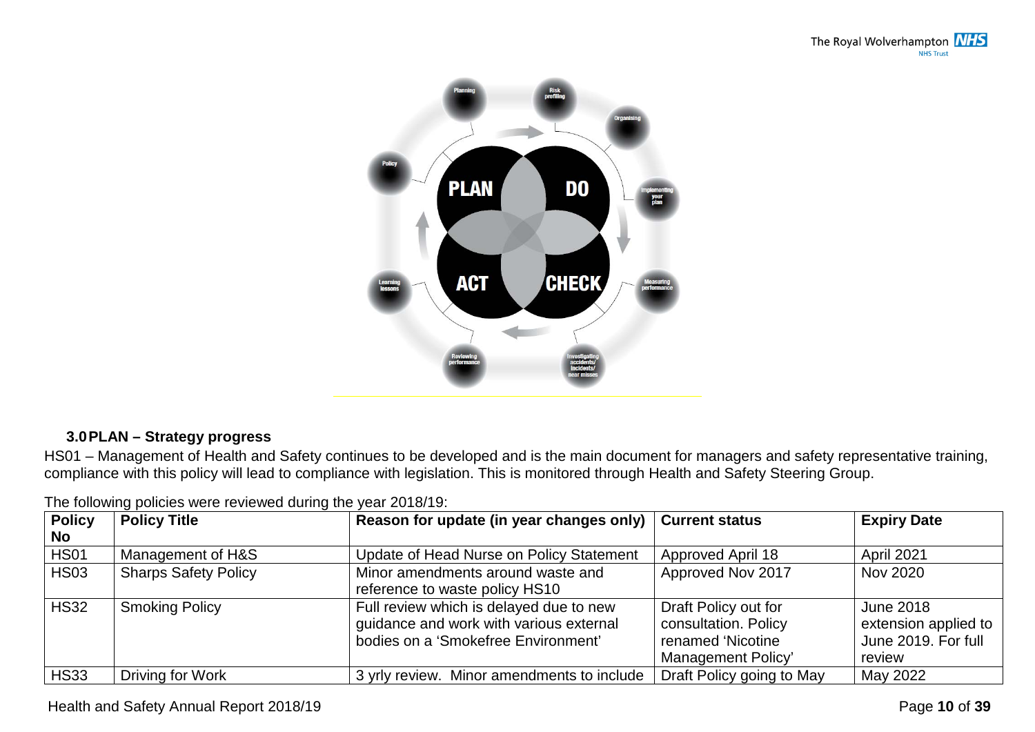### 3.0 PLAN – Strategy progress

HS01 – Management of Health and Safety continues to be developed and is the main document for managers and safety representative training, compliance with this policy will lead to compliance with legislation. This is monitored through Health and Safety Steering Group.

The following policies were reviewed during the year 2018/19:

| Policy No | Policy Title | Reason for update (in year changes only) | Current status | Expiry Date |
|---|---|---|---|---|
| HS01 | Management of H&S | Update of Head Nurse on Policy Statement | Approved April 18 | April 2021 |
| HS03 | Sharps Safety Policy | Minor amendments around waste and reference to waste policy HS10 | Approved Nov 2017 | Nov 2020 |
| HS32 | Smoking Policy | Full review which is delayed due to new guidance and work with various external bodies on a 'Smokefree Environment' | Draft Policy out for consultation. Policy renamed 'Nicotine Management Policy' | June 2018 extension applied to June 2019. For full review |
| HS33 | Driving for Work | 3 yrly review. Minor amendments to include | Draft Policy going to May | May 2022 |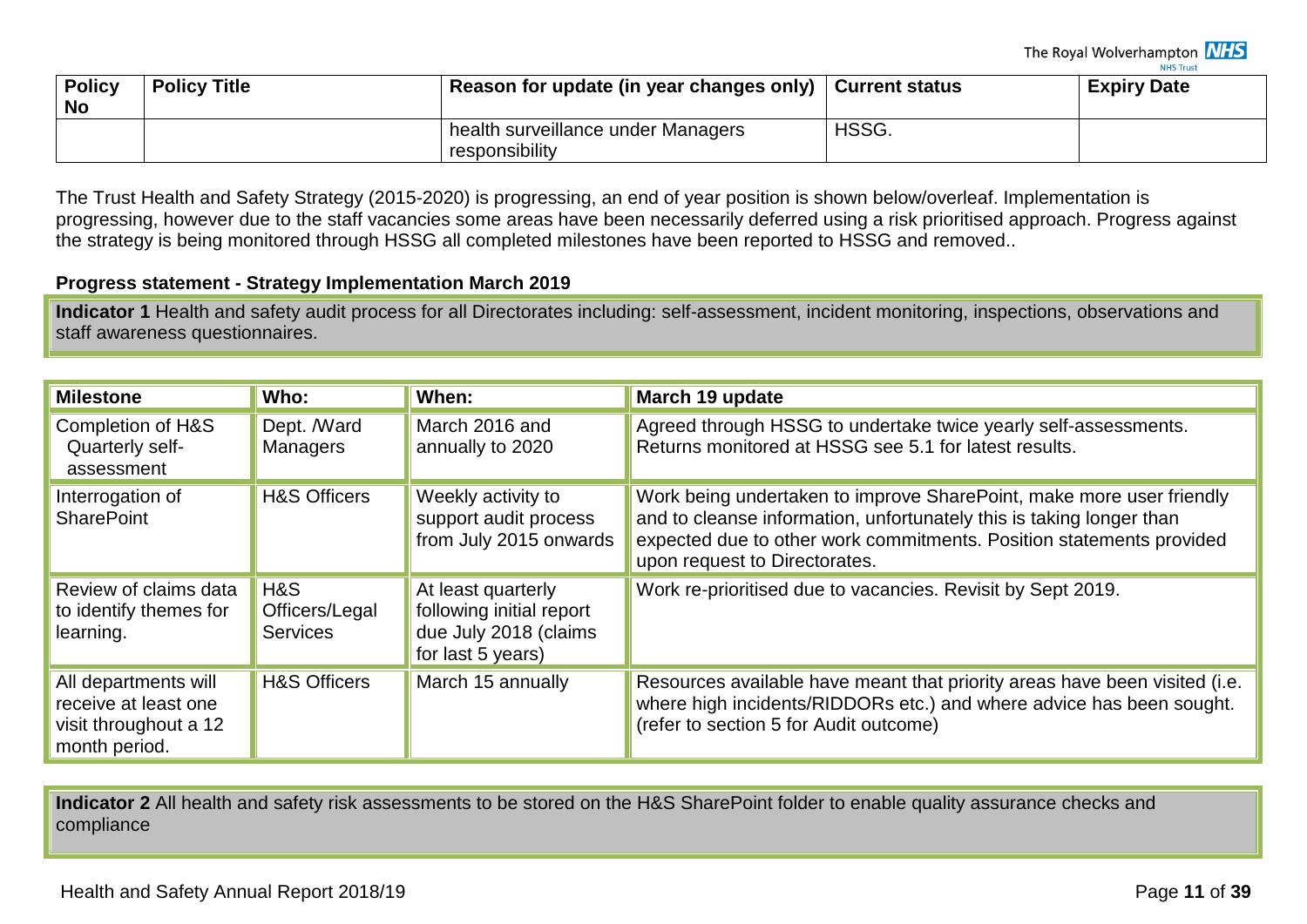| Policy No | Policy Title | Reason for update (in year changes only) | Current status | Expiry Date |
|---|---|---|---|---|
| | | health surveillance under Managers responsibility | HSSG. | |

The Trust Health and Safety Strategy (2015-2020) is progressing, an end of year position is shown below/overleaf. Implementation is progressing, however due to the staff vacancies some areas have been necessarily deferred using a risk prioritised approach. Progress against the strategy is being monitored through HSSG all completed milestones have been reported to HSSG and removed..

**Progress statement - Strategy Implementation March 2019**

**Indicator 1** Health and safety audit process for all Directorates including: self-assessment, incident monitoring, inspections, observations and staff awareness questionnaires.

| Milestone | Who: | When: | March 19 update |
|---|---|---|---|
| Completion of H&S Quarterly self-assessment | Dept. /Ward Managers | March 2016 and annually to 2020 | Agreed through HSSG to undertake twice yearly self-assessments. Returns monitored at HSSG see 5.1 for latest results. |
| Interrogation of SharePoint | H&S Officers | Weekly activity to support audit process from July 2015 onwards | Work being undertaken to improve SharePoint, make more user friendly and to cleanse information, unfortunately this is taking longer than expected due to other work commitments. Position statements provided upon request to Directorates. |
| Review of claims data to identify themes for learning. | H&S Officers/Legal Services | At least quarterly following initial report due July 2018 (claims for last 5 years) | Work re-prioritised due to vacancies. Revisit by Sept 2019. |
| All departments will receive at least one visit throughout a 12 month period. | H&S Officers | March 15 annually | Resources available have meant that priority areas have been visited (i.e. where high incidents/RIDDORs etc.) and where advice has been sought. (refer to section 5 for Audit outcome) |

**Indicator 2** All health and safety risk assessments to be stored on the H&S SharePoint folder to enable quality assurance checks and compliance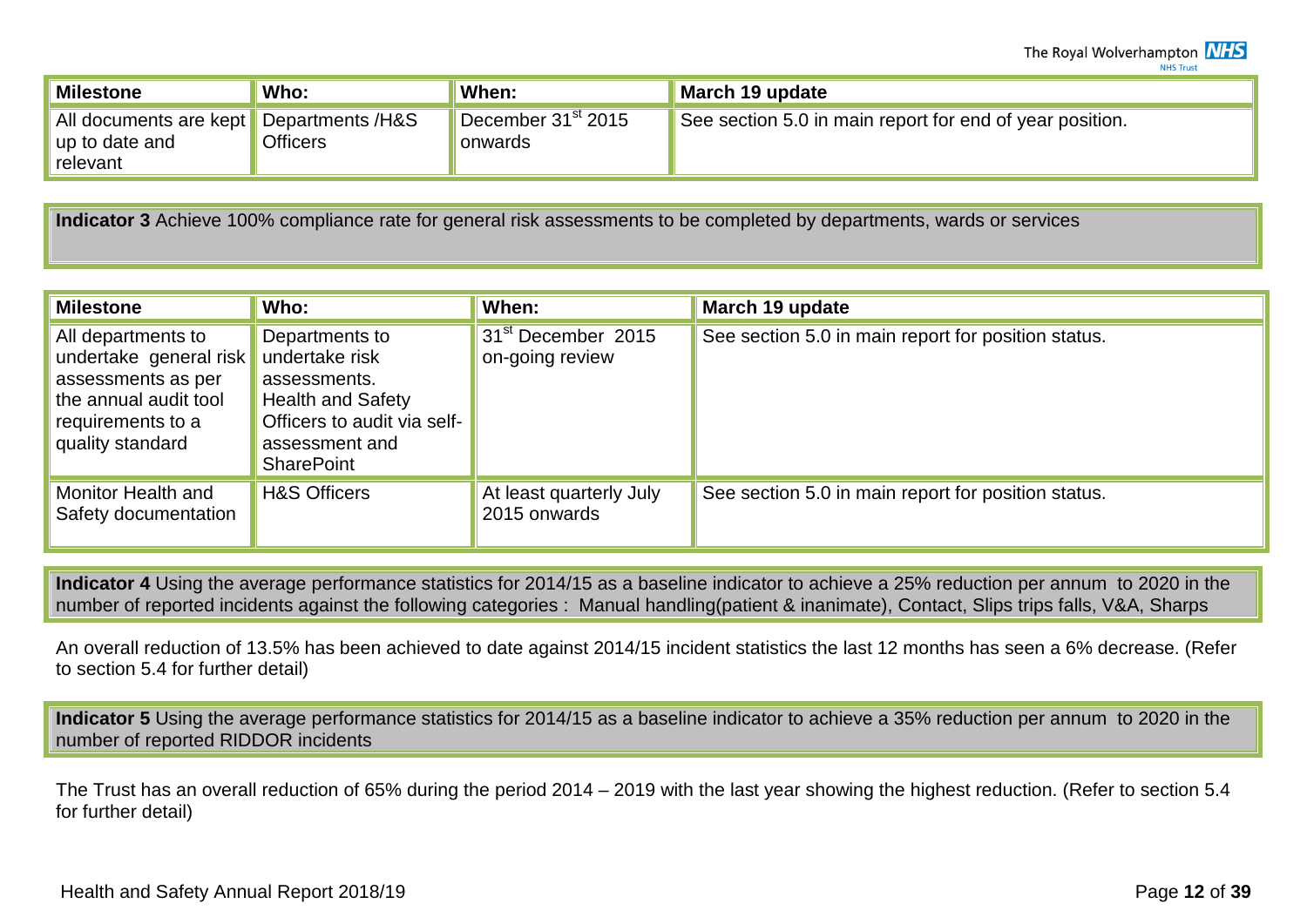| Milestone | Who: | When: | March 19 update |
|---|---|---|---|
| All documents are kept up to date and relevant | Departments /H&S Officers | December 31st 2015 onwards | See section 5.0 in main report for end of year position. |

**Indicator 3** Achieve 100% compliance rate for general risk assessments to be completed by departments, wards or services

| Milestone | Who: | When: | March 19 update |
|---|---|---|---|
| All departments to undertake general risk assessments as per the annual audit tool requirements to a quality standard | Departments to undertake risk assessments. Health and Safety Officers to audit via self-assessment and SharePoint | 31st December 2015 on-going review | See section 5.0 in main report for position status. |
| Monitor Health and Safety documentation | H&S Officers | At least quarterly July 2015 onwards | See section 5.0 in main report for position status. |

**Indicator 4** Using the average performance statistics for 2014/15 as a baseline indicator to achieve a 25% reduction per annum to 2020 in the number of reported incidents against the following categories : Manual handling(patient & inanimate), Contact, Slips trips falls, V&A, Sharps

An overall reduction of 13.5% has been achieved to date against 2014/15 incident statistics the last 12 months has seen a 6% decrease. (Refer to section 5.4 for further detail)

**Indicator 5** Using the average performance statistics for 2014/15 as a baseline indicator to achieve a 35% reduction per annum to 2020 in the number of reported RIDDOR incidents

The Trust has an overall reduction of 65% during the period 2014 – 2019 with the last year showing the highest reduction. (Refer to section 5.4 for further detail)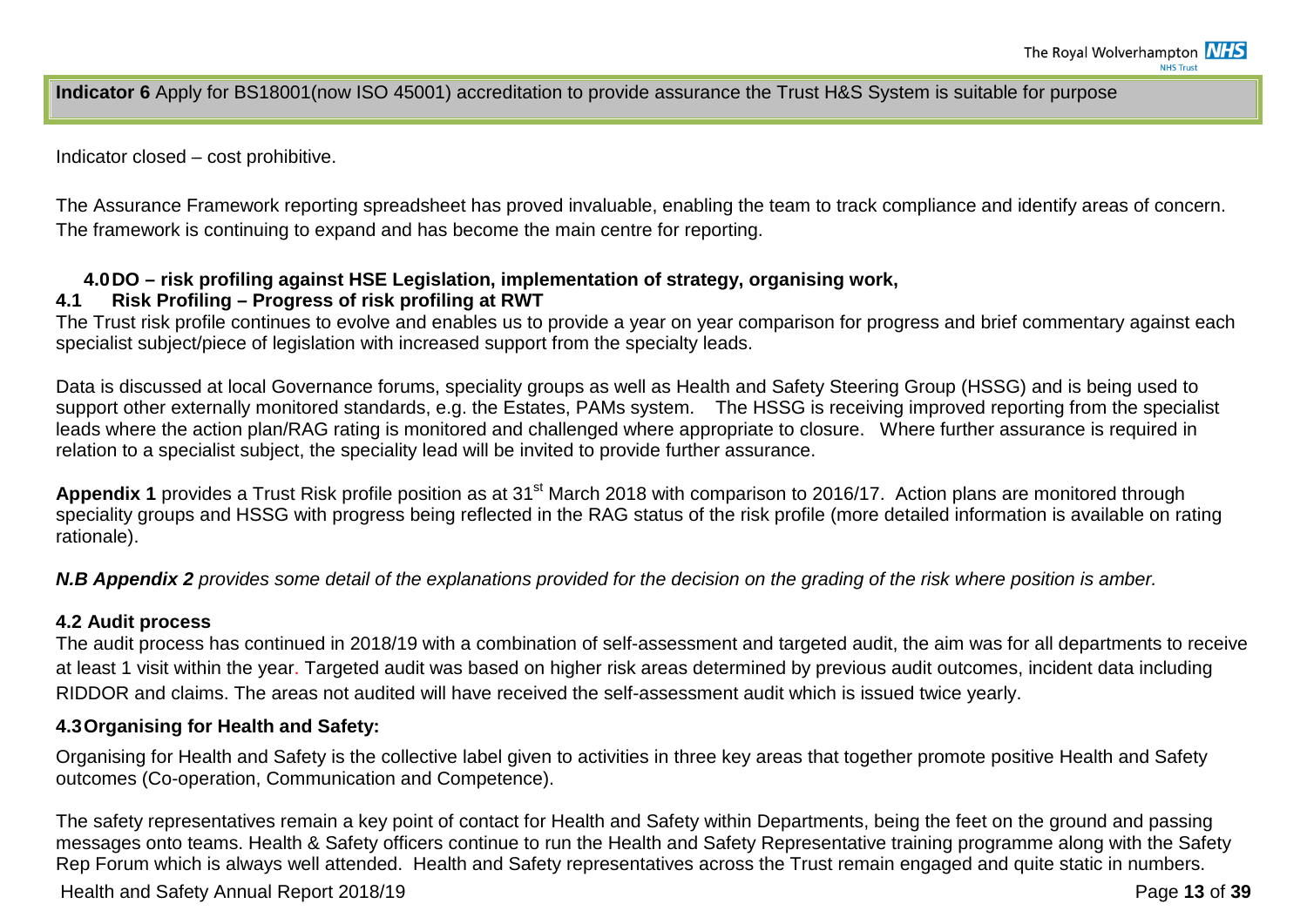**Indicator 6** Apply for BS18001(now ISO 45001) accreditation to provide assurance the Trust H&S System is suitable for purpose

Indicator closed – cost prohibitive.

The Assurance Framework reporting spreadsheet has proved invaluable, enabling the team to track compliance and identify areas of concern. The framework is continuing to expand and has become the main centre for reporting.

## 4.0 DO – risk profiling against HSE Legislation, implementation of strategy, organising work,

### 4.1 Risk Profiling – Progress of risk profiling at RWT

The Trust risk profile continues to evolve and enables us to provide a year on year comparison for progress and brief commentary against each specialist subject/piece of legislation with increased support from the specialty leads.

Data is discussed at local Governance forums, speciality groups as well as Health and Safety Steering Group (HSSG) and is being used to support other externally monitored standards, e.g. the Estates, PAMs system. The HSSG is receiving improved reporting from the specialist leads where the action plan/RAG rating is monitored and challenged where appropriate to closure. Where further assurance is required in relation to a specialist subject, the speciality lead will be invited to provide further assurance.

**Appendix 1** provides a Trust Risk profile position as at 31st March 2018 with comparison to 2016/17. Action plans are monitored through speciality groups and HSSG with progress being reflected in the RAG status of the risk profile (more detailed information is available on rating rationale).

***N.B Appendix 2*** *provides some detail of the explanations provided for the decision on the grading of the risk where position is amber.*

### 4.2 Audit process

The audit process has continued in 2018/19 with a combination of self-assessment and targeted audit, the aim was for all departments to receive at least 1 visit within the year. Targeted audit was based on higher risk areas determined by previous audit outcomes, incident data including RIDDOR and claims. The areas not audited will have received the self-assessment audit which is issued twice yearly.

### 4.3 Organising for Health and Safety:

Organising for Health and Safety is the collective label given to activities in three key areas that together promote positive Health and Safety outcomes (Co-operation, Communication and Competence).

The safety representatives remain a key point of contact for Health and Safety within Departments, being the feet on the ground and passing messages onto teams. Health & Safety officers continue to run the Health and Safety Representative training programme along with the Safety Rep Forum which is always well attended. Health and Safety representatives across the Trust remain engaged and quite static in numbers.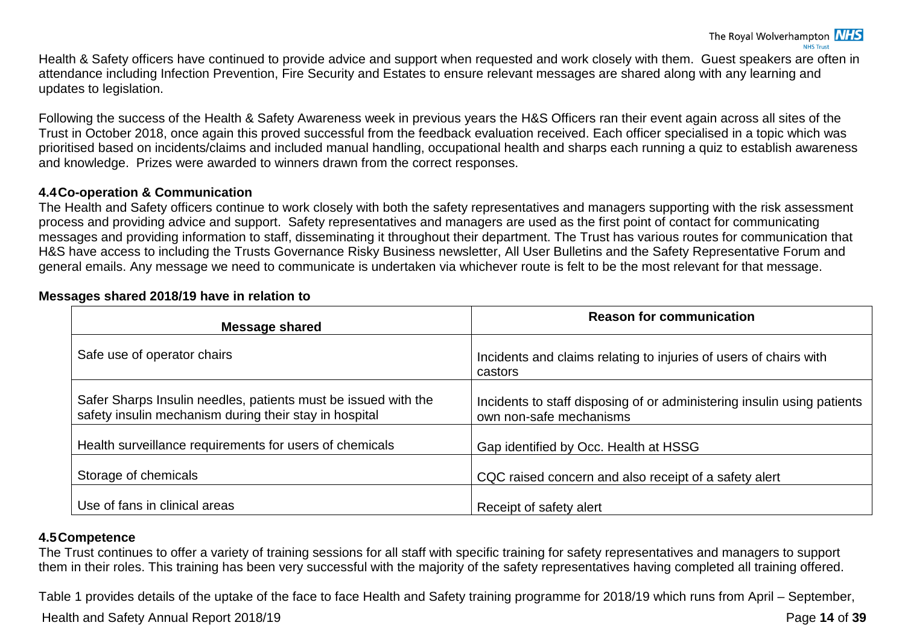Health & Safety officers have continued to provide advice and support when requested and work closely with them. Guest speakers are often in attendance including Infection Prevention, Fire Security and Estates to ensure relevant messages are shared along with any learning and updates to legislation.

Following the success of the Health & Safety Awareness week in previous years the H&S Officers ran their event again across all sites of the Trust in October 2018, once again this proved successful from the feedback evaluation received. Each officer specialised in a topic which was prioritised based on incidents/claims and included manual handling, occupational health and sharps each running a quiz to establish awareness and knowledge. Prizes were awarded to winners drawn from the correct responses.

### 4.4 Co-operation & Communication

The Health and Safety officers continue to work closely with both the safety representatives and managers supporting with the risk assessment process and providing advice and support. Safety representatives and managers are used as the first point of contact for communicating messages and providing information to staff, disseminating it throughout their department. The Trust has various routes for communication that H&S have access to including the Trusts Governance Risky Business newsletter, All User Bulletins and the Safety Representative Forum and general emails. Any message we need to communicate is undertaken via whichever route is felt to be the most relevant for that message.

**Messages shared 2018/19 have in relation to**

| Message shared | Reason for communication |
|---|---|
| Safe use of operator chairs | Incidents and claims relating to injuries of users of chairs with castors |
| Safer Sharps Insulin needles, patients must be issued with the safety insulin mechanism during their stay in hospital | Incidents to staff disposing of or administering insulin using patients own non-safe mechanisms |
| Health surveillance requirements for users of chemicals | Gap identified by Occ. Health at HSSG |
| Storage of chemicals | CQC raised concern and also receipt of a safety alert |
| Use of fans in clinical areas | Receipt of safety alert |

### 4.5 Competence

The Trust continues to offer a variety of training sessions for all staff with specific training for safety representatives and managers to support them in their roles. This training has been very successful with the majority of the safety representatives having completed all training offered.

Table 1 provides details of the uptake of the face to face Health and Safety training programme for 2018/19 which runs from April – September,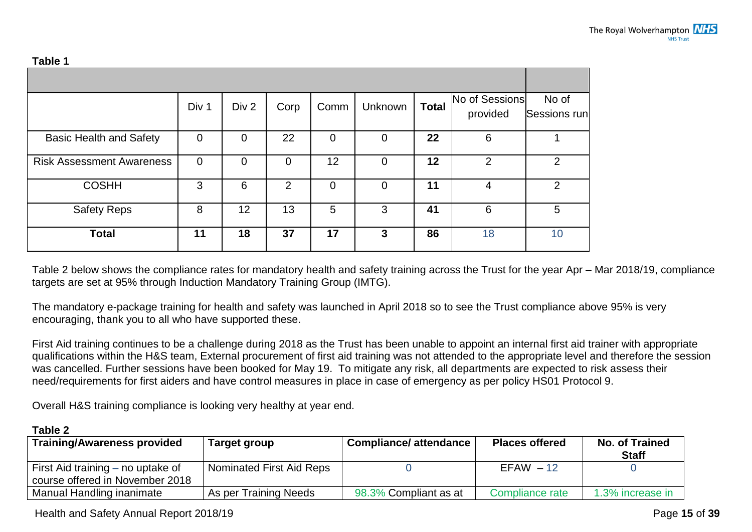**Table 1**

| | Div 1 | Div 2 | Corp | Comm | Unknown | **Total** | No of Sessions provided | No of Sessions run |
|---|---|---|---|---|---|---|---|---|
| Basic Health and Safety | 0 | 0 | 22 | 0 | 0 | **22** | 6 | 1 |
| Risk Assessment Awareness | 0 | 0 | 0 | 12 | 0 | **12** | 2 | 2 |
| COSHH | 3 | 6 | 2 | 0 | 0 | **11** | 4 | 2 |
| Safety Reps | 8 | 12 | 13 | 5 | 3 | **41** | 6 | 5 |
| **Total** | **11** | **18** | **37** | **17** | **3** | **86** | 18 | 10 |

Table 2 below shows the compliance rates for mandatory health and safety training across the Trust for the year Apr – Mar 2018/19, compliance targets are set at 95% through Induction Mandatory Training Group (IMTG).

The mandatory e-package training for health and safety was launched in April 2018 so to see the Trust compliance above 95% is very encouraging, thank you to all who have supported these.

First Aid training continues to be a challenge during 2018 as the Trust has been unable to appoint an internal first aid trainer with appropriate qualifications within the H&S team, External procurement of first aid training was not attended to the appropriate level and therefore the session was cancelled. Further sessions have been booked for May 19. To mitigate any risk, all departments are expected to risk assess their need/requirements for first aiders and have control measures in place in case of emergency as per policy HS01 Protocol 9.

Overall H&S training compliance is looking very healthy at year end.

**Table 2**

| Training/Awareness provided | Target group | Compliance/ attendance | Places offered | No. of Trained Staff |
|---|---|---|---|---|
| First Aid training – no uptake of course offered in November 2018 | Nominated First Aid Reps | 0 | EFAW – 12 | 0 |
| Manual Handling inanimate | As per Training Needs | 98.3% Compliant as at | Compliance rate | 1.3% increase in |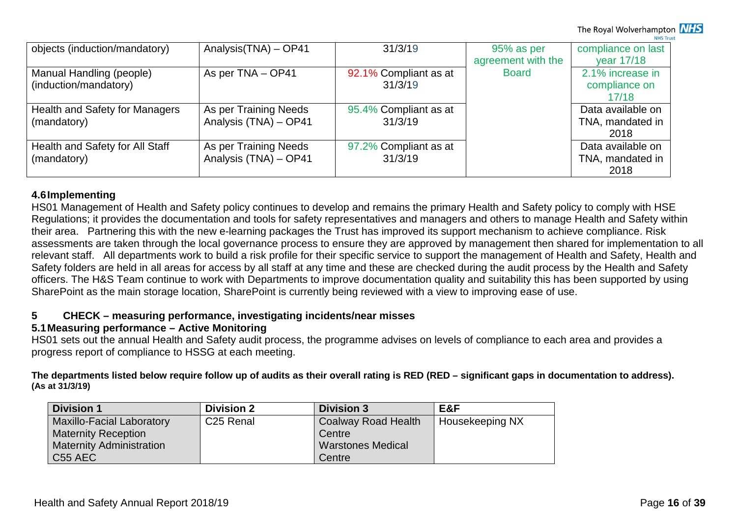| objects (induction/mandatory) | Analysis(TNA) – OP41 | 31/3/19 | 95% as per agreement with the Board | compliance on last year 17/18 |
| --- | --- | --- | --- | --- |
| Manual Handling (people) (induction/mandatory) | As per TNA – OP41 | 92.1% Compliant as at 31/3/19 | | 2.1% increase in compliance on 17/18 |
| Health and Safety for Managers (mandatory) | As per Training Needs Analysis (TNA) – OP41 | 95.4% Compliant as at 31/3/19 | | Data available on TNA, mandated in 2018 |
| Health and Safety for All Staff (mandatory) | As per Training Needs Analysis (TNA) – OP41 | 97.2% Compliant as at 31/3/19 | | Data available on TNA, mandated in 2018 |

### 4.6 Implementing

HS01 Management of Health and Safety policy continues to develop and remains the primary Health and Safety policy to comply with HSE Regulations; it provides the documentation and tools for safety representatives and managers and others to manage Health and Safety within their area. Partnering this with the new e-learning packages the Trust has improved its support mechanism to achieve compliance. Risk assessments are taken through the local governance process to ensure they are approved by management then shared for implementation to all relevant staff. All departments work to build a risk profile for their specific service to support the management of Health and Safety, Health and Safety folders are held in all areas for access by all staff at any time and these are checked during the audit process by the Health and Safety officers. The H&S Team continue to work with Departments to improve documentation quality and suitability this has been supported by using SharePoint as the main storage location, SharePoint is currently being reviewed with a view to improving ease of use.

## 5 CHECK – measuring performance, investigating incidents/near misses

### 5.1 Measuring performance – Active Monitoring

HS01 sets out the annual Health and Safety audit process, the programme advises on levels of compliance to each area and provides a progress report of compliance to HSSG at each meeting.

**The departments listed below require follow up of audits as their overall rating is RED (RED – significant gaps in documentation to address). (As at 31/3/19)**

| Division 1 | Division 2 | Division 3 | E&F |
| --- | --- | --- | --- |
| Maxillo-Facial Laboratory<br>Maternity Reception<br>Maternity Administration<br>C55 AEC | C25 Renal | Coalway Road Health Centre<br>Warstones Medical Centre | Housekeeping NX |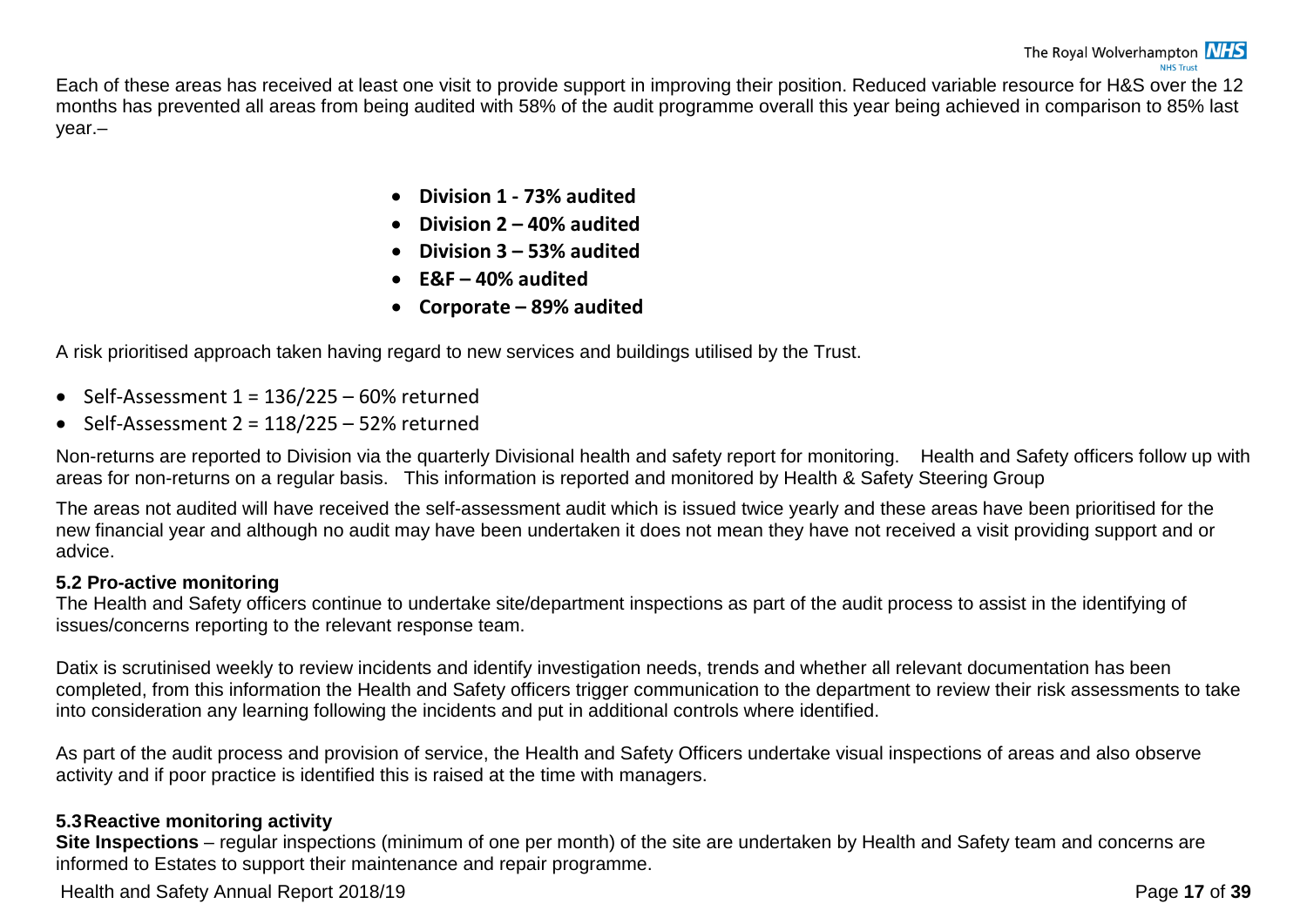Each of these areas has received at least one visit to provide support in improving their position. Reduced variable resource for H&S over the 12 months has prevented all areas from being audited with 58% of the audit programme overall this year being achieved in comparison to 85% last year.–

- **Division 1 - 73% audited**
- **Division 2 – 40% audited**
- **Division 3 – 53% audited**
- **E&F – 40% audited**
- **Corporate – 89% audited**

A risk prioritised approach taken having regard to new services and buildings utilised by the Trust.

- Self-Assessment 1 = 136/225 – 60% returned
- Self-Assessment 2 = 118/225 – 52% returned

Non-returns are reported to Division via the quarterly Divisional health and safety report for monitoring. Health and Safety officers follow up with areas for non-returns on a regular basis. This information is reported and monitored by Health & Safety Steering Group

The areas not audited will have received the self-assessment audit which is issued twice yearly and these areas have been prioritised for the new financial year and although no audit may have been undertaken it does not mean they have not received a visit providing support and or advice.

### 5.2 Pro-active monitoring

The Health and Safety officers continue to undertake site/department inspections as part of the audit process to assist in the identifying of issues/concerns reporting to the relevant response team.

Datix is scrutinised weekly to review incidents and identify investigation needs, trends and whether all relevant documentation has been completed, from this information the Health and Safety officers trigger communication to the department to review their risk assessments to take into consideration any learning following the incidents and put in additional controls where identified.

As part of the audit process and provision of service, the Health and Safety Officers undertake visual inspections of areas and also observe activity and if poor practice is identified this is raised at the time with managers.

### 5.3 Reactive monitoring activity

**Site Inspections** – regular inspections (minimum of one per month) of the site are undertaken by Health and Safety team and concerns are informed to Estates to support their maintenance and repair programme.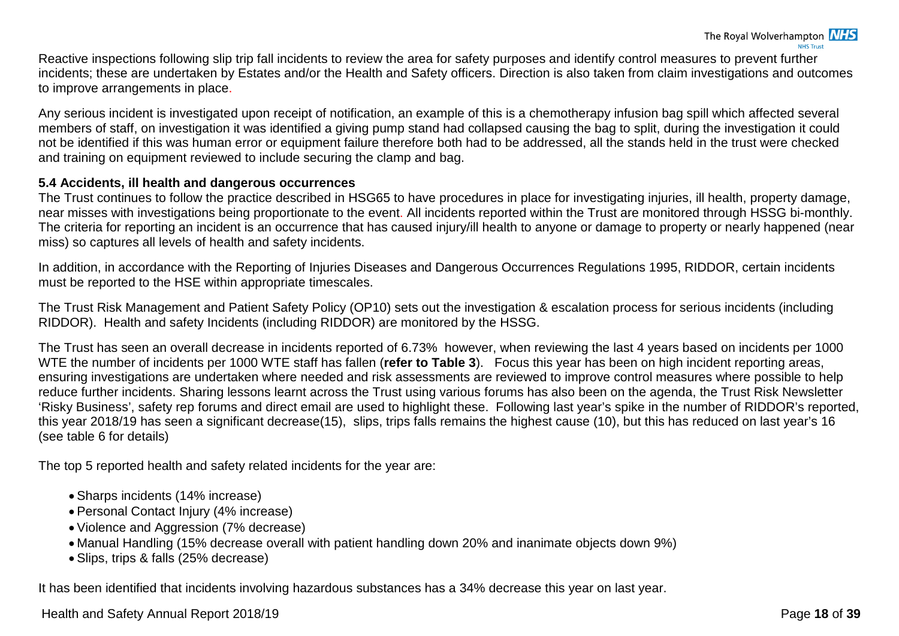Reactive inspections following slip trip fall incidents to review the area for safety purposes and identify control measures to prevent further incidents; these are undertaken by Estates and/or the Health and Safety officers. Direction is also taken from claim investigations and outcomes to improve arrangements in place.

Any serious incident is investigated upon receipt of notification, an example of this is a chemotherapy infusion bag spill which affected several members of staff, on investigation it was identified a giving pump stand had collapsed causing the bag to split, during the investigation it could not be identified if this was human error or equipment failure therefore both had to be addressed, all the stands held in the trust were checked and training on equipment reviewed to include securing the clamp and bag.

### 5.4 Accidents, ill health and dangerous occurrences

The Trust continues to follow the practice described in HSG65 to have procedures in place for investigating injuries, ill health, property damage, near misses with investigations being proportionate to the event. All incidents reported within the Trust are monitored through HSSG bi-monthly. The criteria for reporting an incident is an occurrence that has caused injury/ill health to anyone or damage to property or nearly happened (near miss) so captures all levels of health and safety incidents.

In addition, in accordance with the Reporting of Injuries Diseases and Dangerous Occurrences Regulations 1995, RIDDOR, certain incidents must be reported to the HSE within appropriate timescales.

The Trust Risk Management and Patient Safety Policy (OP10) sets out the investigation & escalation process for serious incidents (including RIDDOR). Health and safety Incidents (including RIDDOR) are monitored by the HSSG.

The Trust has seen an overall decrease in incidents reported of 6.73% however, when reviewing the last 4 years based on incidents per 1000 WTE the number of incidents per 1000 WTE staff has fallen (**refer to Table 3**). Focus this year has been on high incident reporting areas, ensuring investigations are undertaken where needed and risk assessments are reviewed to improve control measures where possible to help reduce further incidents. Sharing lessons learnt across the Trust using various forums has also been on the agenda, the Trust Risk Newsletter 'Risky Business', safety rep forums and direct email are used to highlight these. Following last year's spike in the number of RIDDOR's reported, this year 2018/19 has seen a significant decrease(15), slips, trips falls remains the highest cause (10), but this has reduced on last year's 16 (see table 6 for details)

The top 5 reported health and safety related incidents for the year are:

- Sharps incidents (14% increase)
- Personal Contact Injury (4% increase)
- Violence and Aggression (7% decrease)
- Manual Handling (15% decrease overall with patient handling down 20% and inanimate objects down 9%)
- Slips, trips & falls (25% decrease)

It has been identified that incidents involving hazardous substances has a 34% decrease this year on last year.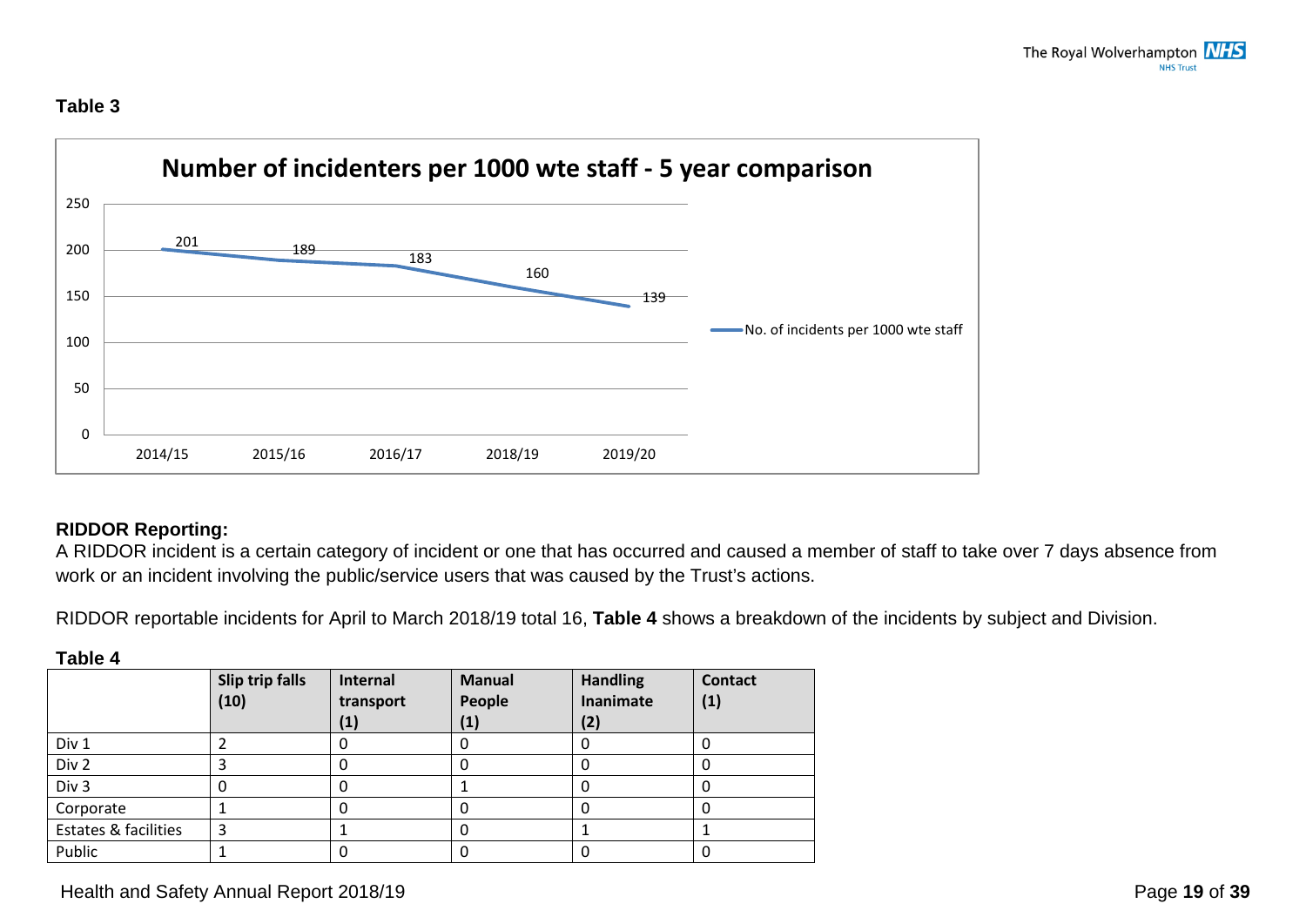**Table 3**

**Number of incidenters per 1000 wte staff - 5 year comparison**

| | 2014/15 | 2015/16 | 2016/17 | 2018/19 | 2019/20 |
|---|---|---|---|---|---|
| No. of incidents per 1000 wte staff | 201 | 189 | 183 | 160 | 139 |

**RIDDOR Reporting:**

A RIDDOR incident is a certain category of incident or one that has occurred and caused a member of staff to take over 7 days absence from work or an incident involving the public/service users that was caused by the Trust's actions.

RIDDOR reportable incidents for April to March 2018/19 total 16, **Table 4** shows a breakdown of the incidents by subject and Division.

**Table 4**

| | **Slip trip falls (10)** | **Internal transport (1)** | **Manual People (1)** | **Handling Inanimate (2)** | **Contact (1)** |
|---|---|---|---|---|---|
| Div 1 | 2 | 0 | 0 | 0 | 0 |
| Div 2 | 3 | 0 | 0 | 0 | 0 |
| Div 3 | 0 | 0 | 1 | 0 | 0 |
| Corporate | 1 | 0 | 0 | 0 | 0 |
| Estates & facilities | 3 | 1 | 0 | 1 | 1 |
| Public | 1 | 0 | 0 | 0 | 0 |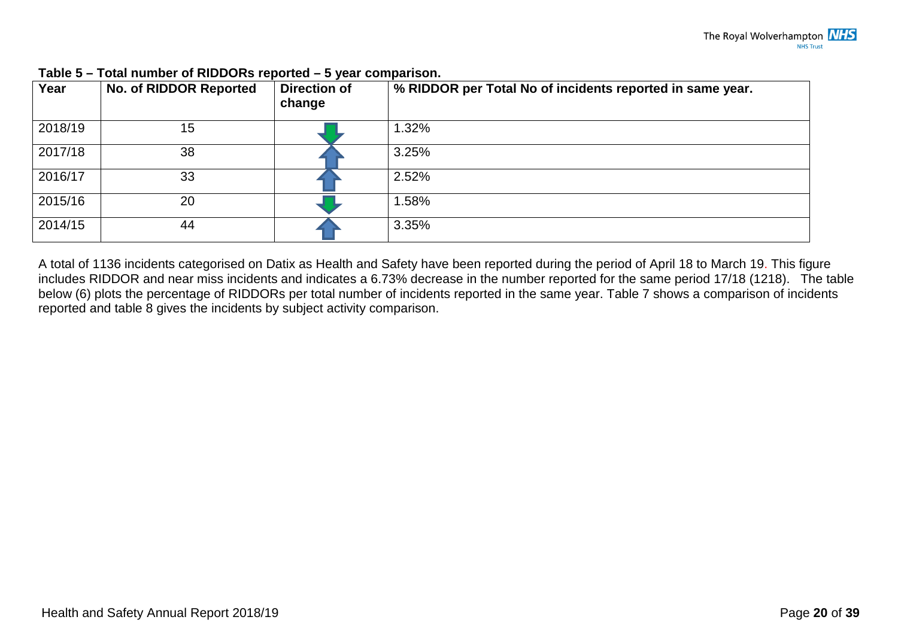**Table 5 – Total number of RIDDORs reported – 5 year comparison.**

| Year | No. of RIDDOR Reported | Direction of change | % RIDDOR per Total No of incidents reported in same year. |
|---|---|---|---|
| 2018/19 | 15 | ↓ | 1.32% |
| 2017/18 | 38 | ↑ | 3.25% |
| 2016/17 | 33 | ↑ | 2.52% |
| 2015/16 | 20 | ↓ | 1.58% |
| 2014/15 | 44 | ↑ | 3.35% |

A total of 1136 incidents categorised on Datix as Health and Safety have been reported during the period of April 18 to March 19. This figure includes RIDDOR and near miss incidents and indicates a 6.73% decrease in the number reported for the same period 17/18 (1218). The table below (6) plots the percentage of RIDDORs per total number of incidents reported in the same year. Table 7 shows a comparison of incidents reported and table 8 gives the incidents by subject activity comparison.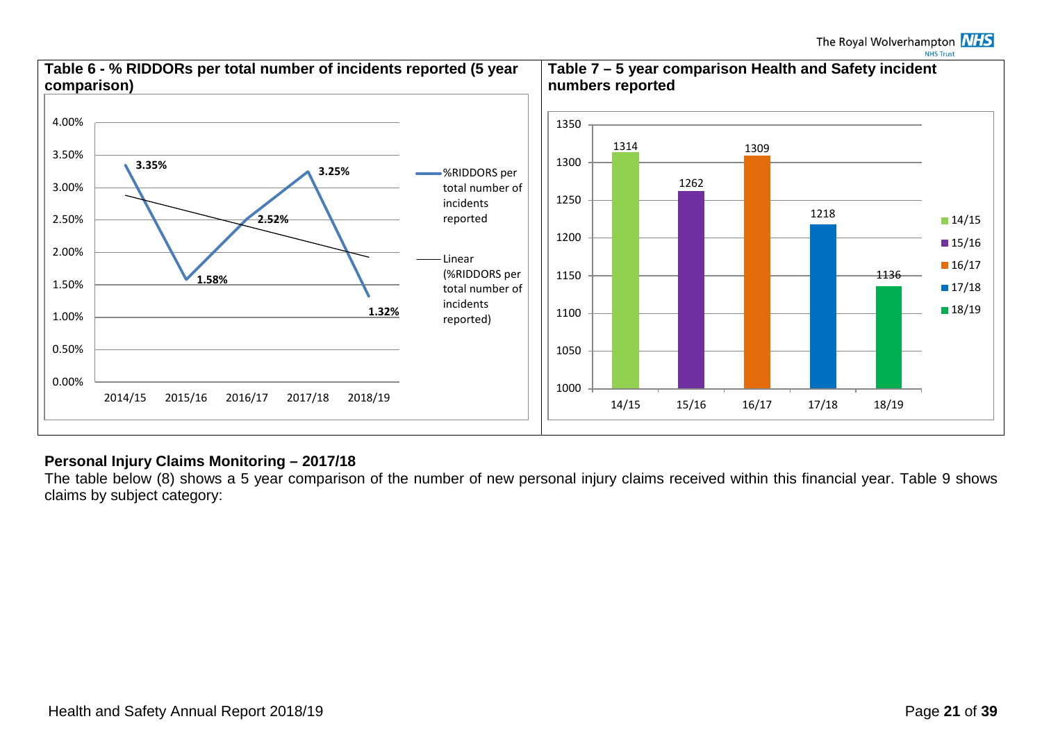**Table 6 - % RIDDORs per total number of incidents reported (5 year comparison)**

| Year | %RIDDORS per total number of incidents reported |
|---|---|
| 2014/15 | 3.35% |
| 2015/16 | 1.58% |
| 2016/17 | 2.52% |
| 2017/18 | 3.25% |
| 2018/19 | 1.32% |

**Table 7 – 5 year comparison Health and Safety incident numbers reported**

| Year | Incidents reported |
|---|---|
| 14/15 | 1314 |
| 15/16 | 1262 |
| 16/17 | 1309 |
| 17/18 | 1218 |
| 18/19 | 1136 |

**Personal Injury Claims Monitoring – 2017/18**

The table below (8) shows a 5 year comparison of the number of new personal injury claims received within this financial year. Table 9 shows claims by subject category: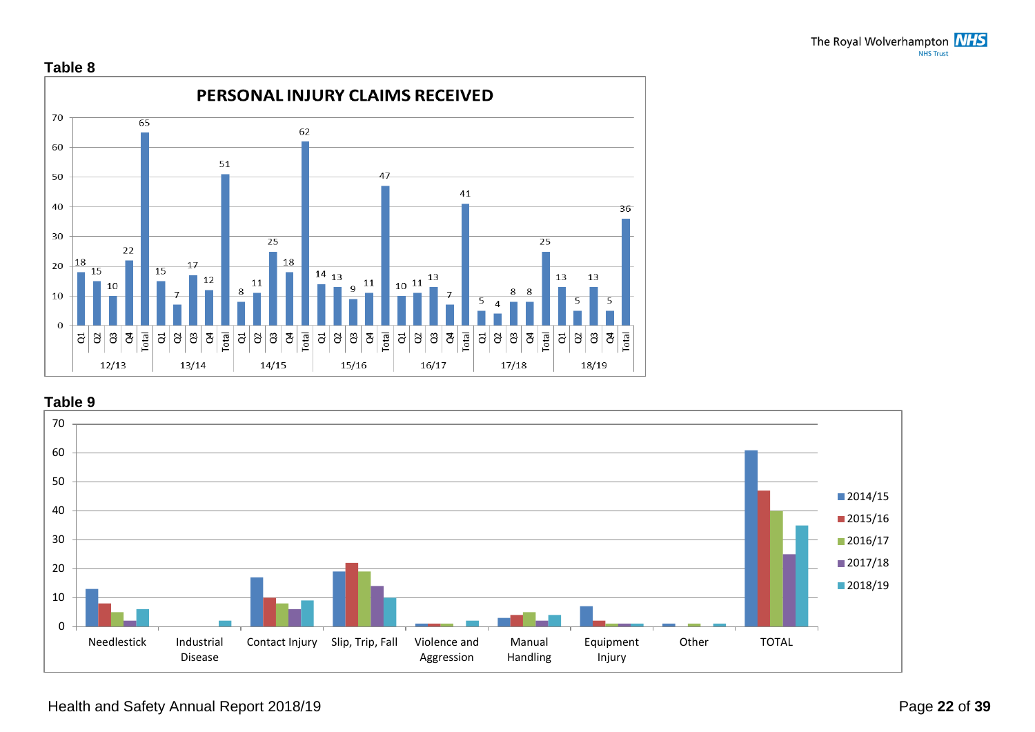**Table 8**

**PERSONAL INJURY CLAIMS RECEIVED**

| Year | Q1 | Q2 | Q3 | Q4 | Total |
|---|---|---|---|---|---|
| 12/13 | 18 | 15 | 10 | 22 | 65 |
| 13/14 | 15 | 7 | 17 | 12 | 51 |
| 14/15 | 8 | 11 | 25 | 18 | 62 |
| 15/16 | 14 | 13 | 9 | 11 | 47 |
| 16/17 | 10 | 11 | 13 | 7 | 41 |
| 17/18 | 5 | 4 | 8 | 8 | 25 |
| 18/19 | 13 | 5 | 13 | 5 | 36 |

**Table 9**

| Category | 2014/15 | 2015/16 | 2016/17 | 2017/18 | 2018/19 |
|---|---|---|---|---|---|
| Needlestick | 13 | 8 | 5 | 2 | 6 |
| Industrial Disease | 0 | 0 | 0 | 0 | 2 |
| Contact Injury | 17 | 10 | 8 | 6 | 9 |
| Slip, Trip, Fall | 19 | 22 | 19 | 14 | 10 |
| Violence and Aggression | 1 | 1 | 1 | 0 | 2 |
| Manual Handling | 3 | 4 | 5 | 2 | 4 |
| Equipment Injury | 7 | 2 | 1 | 1 | 1 |
| Other | 1 | 0 | 1 | 0 | 1 |
| TOTAL | 61 | 47 | 40 | 25 | 35 |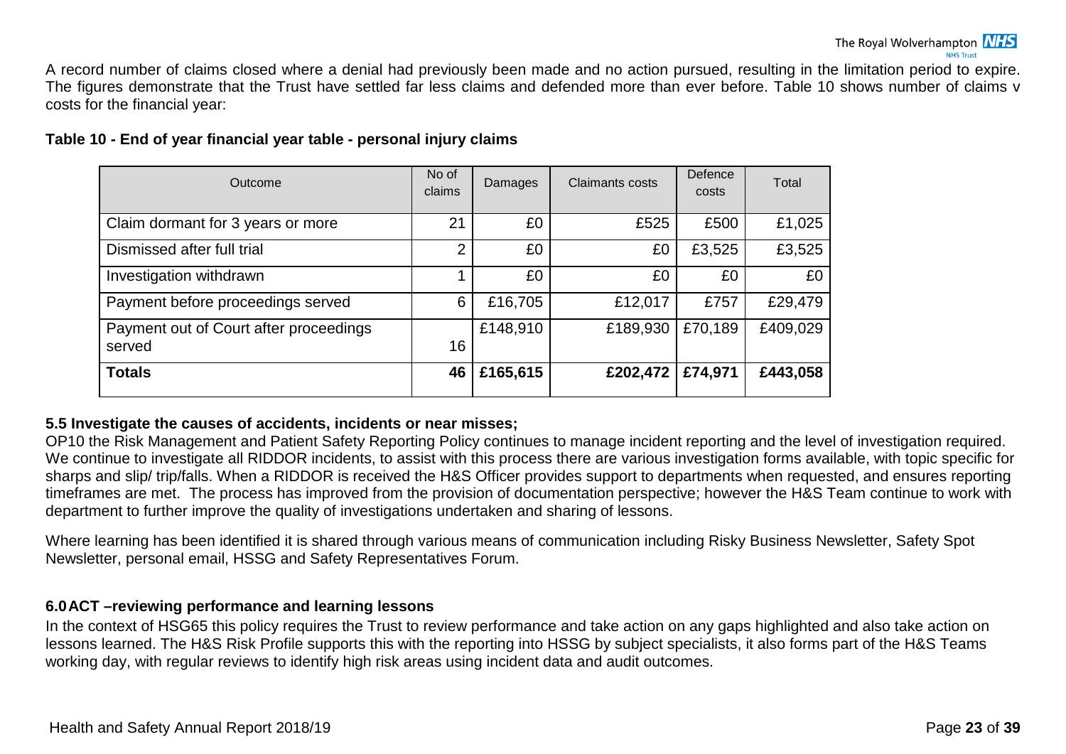A record number of claims closed where a denial had previously been made and no action pursued, resulting in the limitation period to expire. The figures demonstrate that the Trust have settled far less claims and defended more than ever before. Table 10 shows number of claims v costs for the financial year:

**Table 10 - End of year financial year table - personal injury claims**

| Outcome | No of claims | Damages | Claimants costs | Defence costs | Total |
|---|---|---|---|---|---|
| Claim dormant for 3 years or more | 21 | £0 | £525 | £500 | £1,025 |
| Dismissed after full trial | 2 | £0 | £0 | £3,525 | £3,525 |
| Investigation withdrawn | 1 | £0 | £0 | £0 | £0 |
| Payment before proceedings served | 6 | £16,705 | £12,017 | £757 | £29,479 |
| Payment out of Court after proceedings served | 16 | £148,910 | £189,930 | £70,189 | £409,029 |
| **Totals** | **46** | **£165,615** | **£202,472** | **£74,971** | **£443,058** |

### 5.5 Investigate the causes of accidents, incidents or near misses;

OP10 the Risk Management and Patient Safety Reporting Policy continues to manage incident reporting and the level of investigation required. We continue to investigate all RIDDOR incidents, to assist with this process there are various investigation forms available, with topic specific for sharps and slip/ trip/falls. When a RIDDOR is received the H&S Officer provides support to departments when requested, and ensures reporting timeframes are met. The process has improved from the provision of documentation perspective; however the H&S Team continue to work with department to further improve the quality of investigations undertaken and sharing of lessons.

Where learning has been identified it is shared through various means of communication including Risky Business Newsletter, Safety Spot Newsletter, personal email, HSSG and Safety Representatives Forum.

## 6.0 ACT –reviewing performance and learning lessons

In the context of HSG65 this policy requires the Trust to review performance and take action on any gaps highlighted and also take action on lessons learned. The H&S Risk Profile supports this with the reporting into HSSG by subject specialists, it also forms part of the H&S Teams working day, with regular reviews to identify high risk areas using incident data and audit outcomes.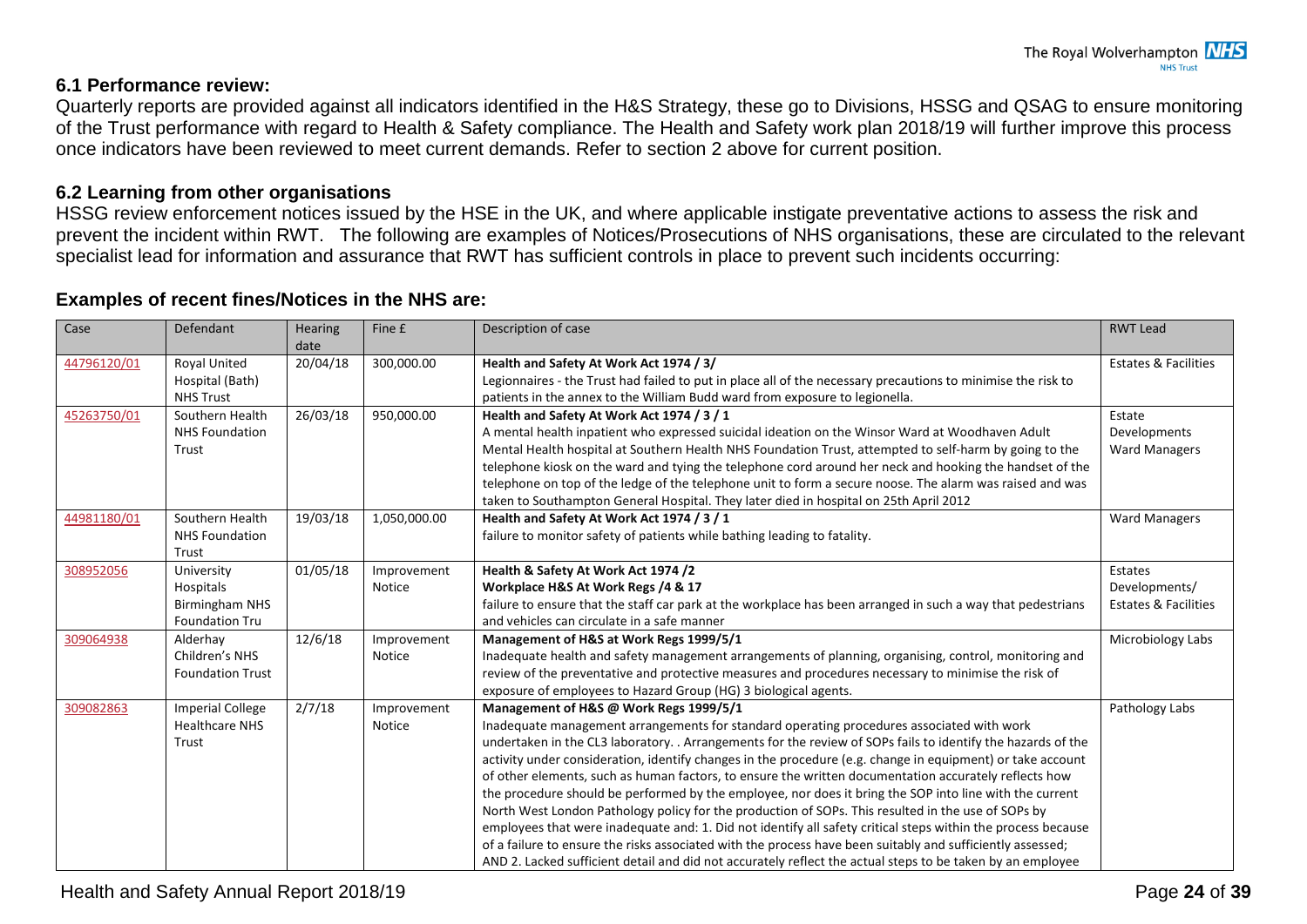## 6.1 Performance review:

Quarterly reports are provided against all indicators identified in the H&S Strategy, these go to Divisions, HSSG and QSAG to ensure monitoring of the Trust performance with regard to Health & Safety compliance. The Health and Safety work plan 2018/19 will further improve this process once indicators have been reviewed to meet current demands. Refer to section 2 above for current position.

## 6.2 Learning from other organisations

HSSG review enforcement notices issued by the HSE in the UK, and where applicable instigate preventative actions to assess the risk and prevent the incident within RWT. The following are examples of Notices/Prosecutions of NHS organisations, these are circulated to the relevant specialist lead for information and assurance that RWT has sufficient controls in place to prevent such incidents occurring:

### Examples of recent fines/Notices in the NHS are:

| Case | Defendant | Hearing date | Fine £ | Description of case | RWT Lead |
|---|---|---|---|---|---|
| 44796120/01 | Royal United Hospital (Bath) NHS Trust | 20/04/18 | 300,000.00 | **Health and Safety At Work Act 1974 / 3/**<br>Legionnaires - the Trust had failed to put in place all of the necessary precautions to minimise the risk to patients in the annex to the William Budd ward from exposure to legionella. | Estates & Facilities |
| 45263750/01 | Southern Health NHS Foundation Trust | 26/03/18 | 950,000.00 | **Health and Safety At Work Act 1974 / 3 / 1**<br>A mental health inpatient who expressed suicidal ideation on the Winsor Ward at Woodhaven Adult Mental Health hospital at Southern Health NHS Foundation Trust, attempted to self-harm by going to the telephone kiosk on the ward and tying the telephone cord around her neck and hooking the handset of the telephone on top of the ledge of the telephone unit to form a secure noose. The alarm was raised and was taken to Southampton General Hospital. They later died in hospital on 25th April 2012 | Estate Developments Ward Managers |
| 44981180/01 | Southern Health NHS Foundation Trust | 19/03/18 | 1,050,000.00 | **Health and Safety At Work Act 1974 / 3 / 1**<br>failure to monitor safety of patients while bathing leading to fatality. | Ward Managers |
| 308952056 | University Hospitals Birmingham NHS Foundation Tru | 01/05/18 | Improvement Notice | **Health & Safety At Work Act 1974 /2**<br>**Workplace H&S At Work Regs /4 & 17**<br>failure to ensure that the staff car park at the workplace has been arranged in such a way that pedestrians and vehicles can circulate in a safe manner | Estates Developments/ Estates & Facilities |
| 309064938 | Alderhay Children's NHS Foundation Trust | 12/6/18 | Improvement Notice | **Management of H&S at Work Regs 1999/5/1**<br>Inadequate health and safety management arrangements of planning, organising, control, monitoring and review of the preventative and protective measures and procedures necessary to minimise the risk of exposure of employees to Hazard Group (HG) 3 biological agents. | Microbiology Labs |
| 309082863 | Imperial College Healthcare NHS Trust | 2/7/18 | Improvement Notice | **Management of H&S @ Work Regs 1999/5/1**<br>Inadequate management arrangements for standard operating procedures associated with work undertaken in the CL3 laboratory. . Arrangements for the review of SOPs fails to identify the hazards of the activity under consideration, identify changes in the procedure (e.g. change in equipment) or take account of other elements, such as human factors, to ensure the written documentation accurately reflects how the procedure should be performed by the employee, nor does it bring the SOP into line with the current North West London Pathology policy for the production of SOPs. This resulted in the use of SOPs by employees that were inadequate and: 1. Did not identify all safety critical steps within the process because of a failure to ensure the risks associated with the process have been suitably and sufficiently assessed; AND 2. Lacked sufficient detail and did not accurately reflect the actual steps to be taken by an employee | Pathology Labs |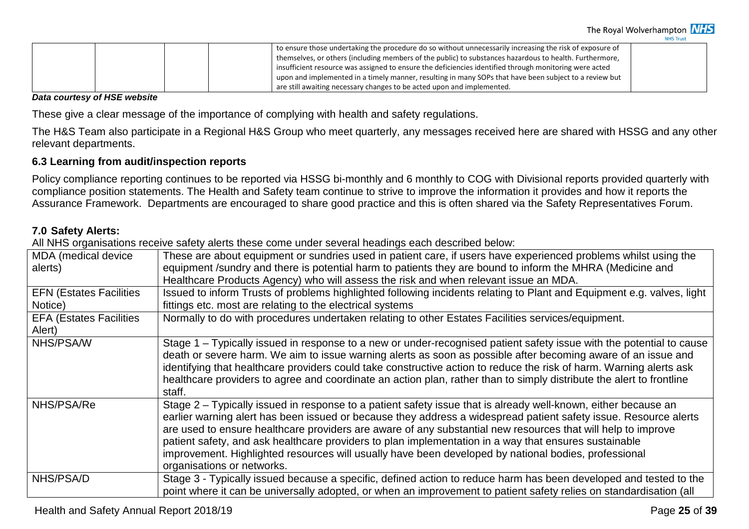| | | | | to ensure those undertaking the procedure do so without unnecessarily increasing the risk of exposure of themselves, or others (including members of the public) to substances hazardous to health. Furthermore, insufficient resource was assigned to ensure the deficiencies identified through monitoring were acted upon and implemented in a timely manner, resulting in many SOPs that have been subject to a review but are still awaiting necessary changes to be acted upon and implemented. | |
|---|---|---|---|---|---|

***Data courtesy of HSE website***

These give a clear message of the importance of complying with health and safety regulations.

The H&S Team also participate in a Regional H&S Group who meet quarterly, any messages received here are shared with HSSG and any other relevant departments.

### 6.3 Learning from audit/inspection reports

Policy compliance reporting continues to be reported via HSSG bi-monthly and 6 monthly to COG with Divisional reports provided quarterly with compliance position statements. The Health and Safety team continue to strive to improve the information it provides and how it reports the Assurance Framework. Departments are encouraged to share good practice and this is often shared via the Safety Representatives Forum.

## 7.0 Safety Alerts:

All NHS organisations receive safety alerts these come under several headings each described below:

| MDA (medical device alerts) | These are about equipment or sundries used in patient care, if users have experienced problems whilst using the equipment /sundry and there is potential harm to patients they are bound to inform the MHRA (Medicine and Healthcare Products Agency) who will assess the risk and when relevant issue an MDA. |
|---|---|
| EFN (Estates Facilities Notice) | Issued to inform Trusts of problems highlighted following incidents relating to Plant and Equipment e.g. valves, light fittings etc. most are relating to the electrical systems |
| EFA (Estates Facilities Alert) | Normally to do with procedures undertaken relating to other Estates Facilities services/equipment. |
| NHS/PSA/W | Stage 1 – Typically issued in response to a new or under-recognised patient safety issue with the potential to cause death or severe harm. We aim to issue warning alerts as soon as possible after becoming aware of an issue and identifying that healthcare providers could take constructive action to reduce the risk of harm. Warning alerts ask healthcare providers to agree and coordinate an action plan, rather than to simply distribute the alert to frontline staff. |
| NHS/PSA/Re | Stage 2 – Typically issued in response to a patient safety issue that is already well-known, either because an earlier warning alert has been issued or because they address a widespread patient safety issue. Resource alerts are used to ensure healthcare providers are aware of any substantial new resources that will help to improve patient safety, and ask healthcare providers to plan implementation in a way that ensures sustainable improvement. Highlighted resources will usually have been developed by national bodies, professional organisations or networks. |
| NHS/PSA/D | Stage 3 - Typically issued because a specific, defined action to reduce harm has been developed and tested to the point where it can be universally adopted, or when an improvement to patient safety relies on standardisation (all |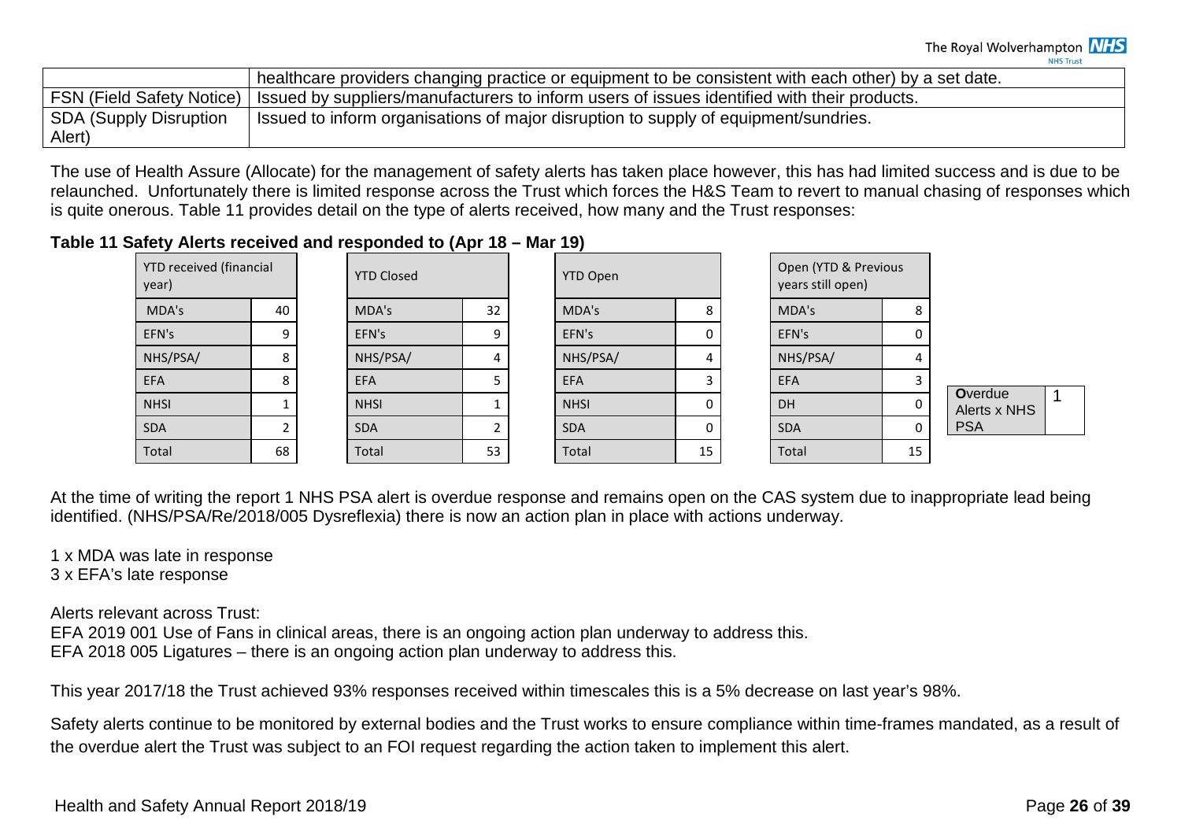| | healthcare providers changing practice or equipment to be consistent with each other) by a set date. |
|---|---|
| FSN (Field Safety Notice) | Issued by suppliers/manufacturers to inform users of issues identified with their products. |
| SDA (Supply Disruption Alert) | Issued to inform organisations of major disruption to supply of equipment/sundries. |

The use of Health Assure (Allocate) for the management of safety alerts has taken place however, this has had limited success and is due to be relaunched. Unfortunately there is limited response across the Trust which forces the H&S Team to revert to manual chasing of responses which is quite onerous. Table 11 provides detail on the type of alerts received, how many and the Trust responses:

**Table 11 Safety Alerts received and responded to (Apr 18 – Mar 19)**

| YTD received (financial year) | |
|---|---|
| MDA's | 40 |
| EFN's | 9 |
| NHS/PSA/ | 8 |
| EFA | 8 |
| NHSI | 1 |
| SDA | 2 |
| Total | 68 |

| YTD Closed | |
|---|---|
| MDA's | 32 |
| EFN's | 9 |
| NHS/PSA/ | 4 |
| EFA | 5 |
| NHSI | 1 |
| SDA | 2 |
| Total | 53 |

| YTD Open | |
|---|---|
| MDA's | 8 |
| EFN's | 0 |
| NHS/PSA/ | 4 |
| EFA | 3 |
| NHSI | 0 |
| SDA | 0 |
| Total | 15 |

| Open (YTD & Previous years still open) | |
|---|---|
| MDA's | 8 |
| EFN's | 0 |
| NHS/PSA/ | 4 |
| EFA | 3 |
| DH | 0 |
| SDA | 0 |
| Total | 15 |

| **O**verdue Alerts x NHS PSA | 1 |
|---|---|

At the time of writing the report 1 NHS PSA alert is overdue response and remains open on the CAS system due to inappropriate lead being identified. (NHS/PSA/Re/2018/005 Dysreflexia) there is now an action plan in place with actions underway.

1 x MDA was late in response
3 x EFA's late response

Alerts relevant across Trust:
EFA 2019 001 Use of Fans in clinical areas, there is an ongoing action plan underway to address this.
EFA 2018 005 Ligatures – there is an ongoing action plan underway to address this.

This year 2017/18 the Trust achieved 93% responses received within timescales this is a 5% decrease on last year's 98%.

Safety alerts continue to be monitored by external bodies and the Trust works to ensure compliance within time-frames mandated, as a result of the overdue alert the Trust was subject to an FOI request regarding the action taken to implement this alert.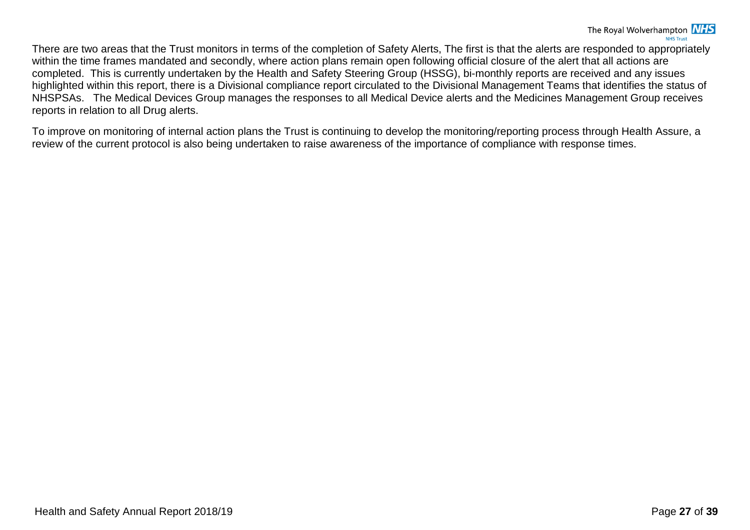There are two areas that the Trust monitors in terms of the completion of Safety Alerts, The first is that the alerts are responded to appropriately within the time frames mandated and secondly, where action plans remain open following official closure of the alert that all actions are completed. This is currently undertaken by the Health and Safety Steering Group (HSSG), bi-monthly reports are received and any issues highlighted within this report, there is a Divisional compliance report circulated to the Divisional Management Teams that identifies the status of NHSPSAs. The Medical Devices Group manages the responses to all Medical Device alerts and the Medicines Management Group receives reports in relation to all Drug alerts.

To improve on monitoring of internal action plans the Trust is continuing to develop the monitoring/reporting process through Health Assure, a review of the current protocol is also being undertaken to raise awareness of the importance of compliance with response times.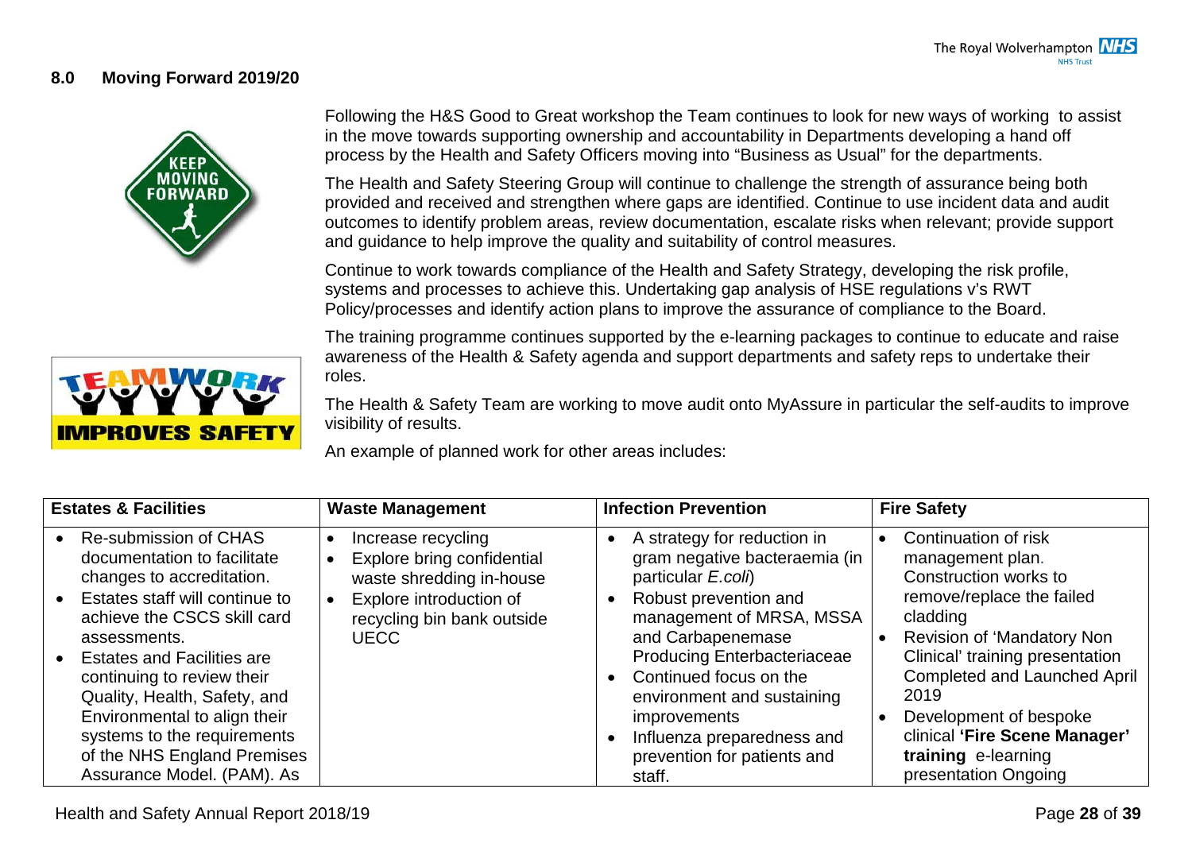## 8.0 Moving Forward 2019/20

Following the H&S Good to Great workshop the Team continues to look for new ways of working to assist in the move towards supporting ownership and accountability in Departments developing a hand off process by the Health and Safety Officers moving into "Business as Usual" for the departments.

The Health and Safety Steering Group will continue to challenge the strength of assurance being both provided and received and strengthen where gaps are identified. Continue to use incident data and audit outcomes to identify problem areas, review documentation, escalate risks when relevant; provide support and guidance to help improve the quality and suitability of control measures.

Continue to work towards compliance of the Health and Safety Strategy, developing the risk profile, systems and processes to achieve this. Undertaking gap analysis of HSE regulations v's RWT Policy/processes and identify action plans to improve the assurance of compliance to the Board.

The training programme continues supported by the e-learning packages to continue to educate and raise awareness of the Health & Safety agenda and support departments and safety reps to undertake their roles.

The Health & Safety Team are working to move audit onto MyAssure in particular the self-audits to improve visibility of results.

An example of planned work for other areas includes:

| Estates & Facilities | Waste Management | Infection Prevention | Fire Safety |
|---|---|---|---|
| • Re-submission of CHAS documentation to facilitate changes to accreditation.<br>• Estates staff will continue to achieve the CSCS skill card assessments.<br>• Estates and Facilities are continuing to review their Quality, Health, Safety, and Environmental to align their systems to the requirements of the NHS England Premises Assurance Model. (PAM). As | • Increase recycling<br>• Explore bring confidential waste shredding in-house<br>• Explore introduction of recycling bin bank outside UECC | • A strategy for reduction in gram negative bacteraemia (in particular *E.coli*)<br>• Robust prevention and management of MRSA, MSSA and Carbapenemase Producing Enterbacteriaceae<br>• Continued focus on the environment and sustaining improvements<br>• Influenza preparedness and prevention for patients and staff. | • Continuation of risk management plan. Construction works to remove/replace the failed cladding<br>• Revision of 'Mandatory Non Clinical' training presentation Completed and Launched April 2019<br>• Development of bespoke clinical **'Fire Scene Manager' training** e-learning presentation Ongoing |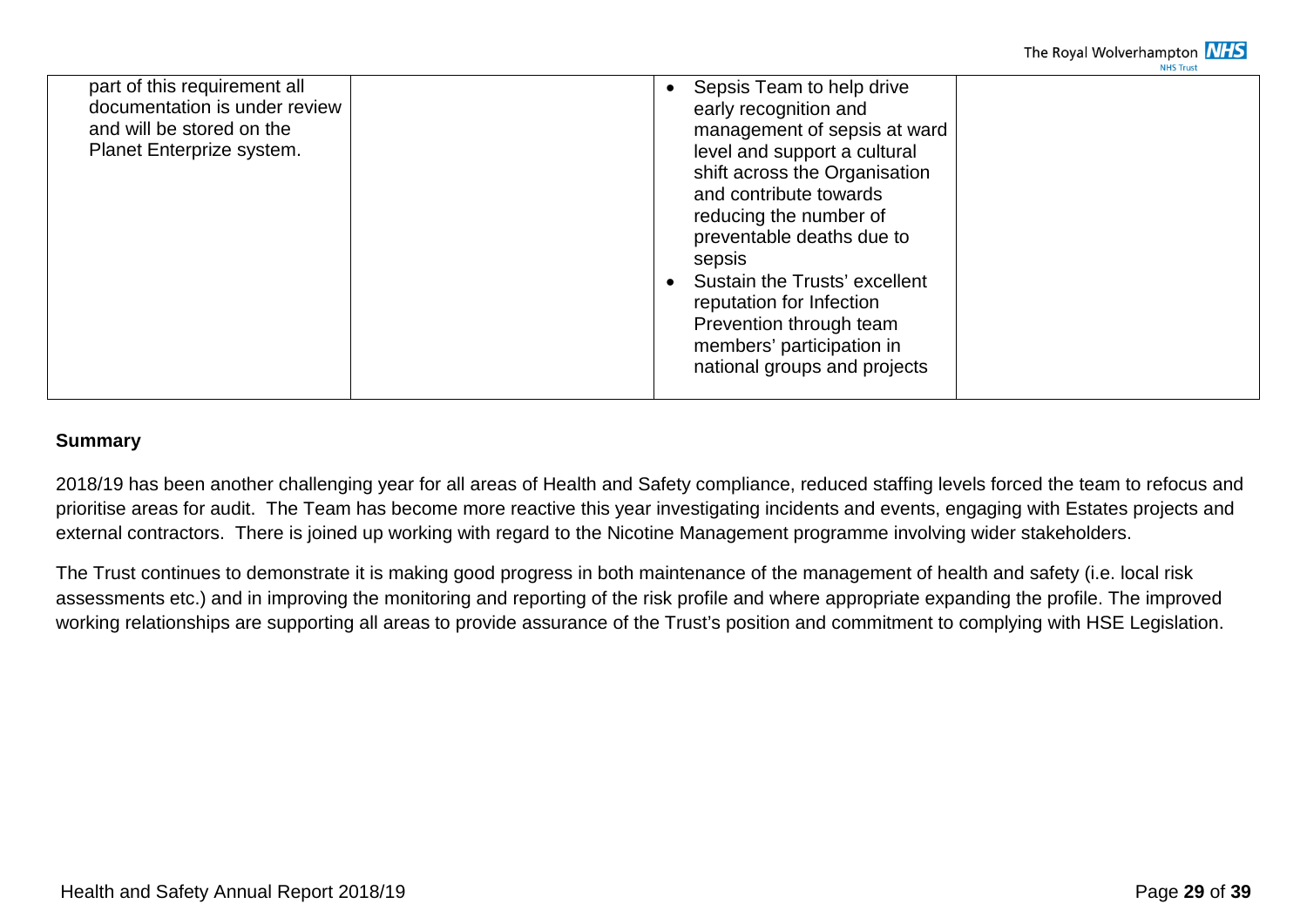| | | | |
|---|---|---|---|
| part of this requirement all documentation is under review and will be stored on the Planet Enterprize system. | | • Sepsis Team to help drive early recognition and management of sepsis at ward level and support a cultural shift across the Organisation and contribute towards reducing the number of preventable deaths due to sepsis<br>• Sustain the Trusts' excellent reputation for Infection Prevention through team members' participation in national groups and projects | |

**Summary**

2018/19 has been another challenging year for all areas of Health and Safety compliance, reduced staffing levels forced the team to refocus and prioritise areas for audit. The Team has become more reactive this year investigating incidents and events, engaging with Estates projects and external contractors. There is joined up working with regard to the Nicotine Management programme involving wider stakeholders.

The Trust continues to demonstrate it is making good progress in both maintenance of the management of health and safety (i.e. local risk assessments etc.) and in improving the monitoring and reporting of the risk profile and where appropriate expanding the profile. The improved working relationships are supporting all areas to provide assurance of the Trust's position and commitment to complying with HSE Legislation.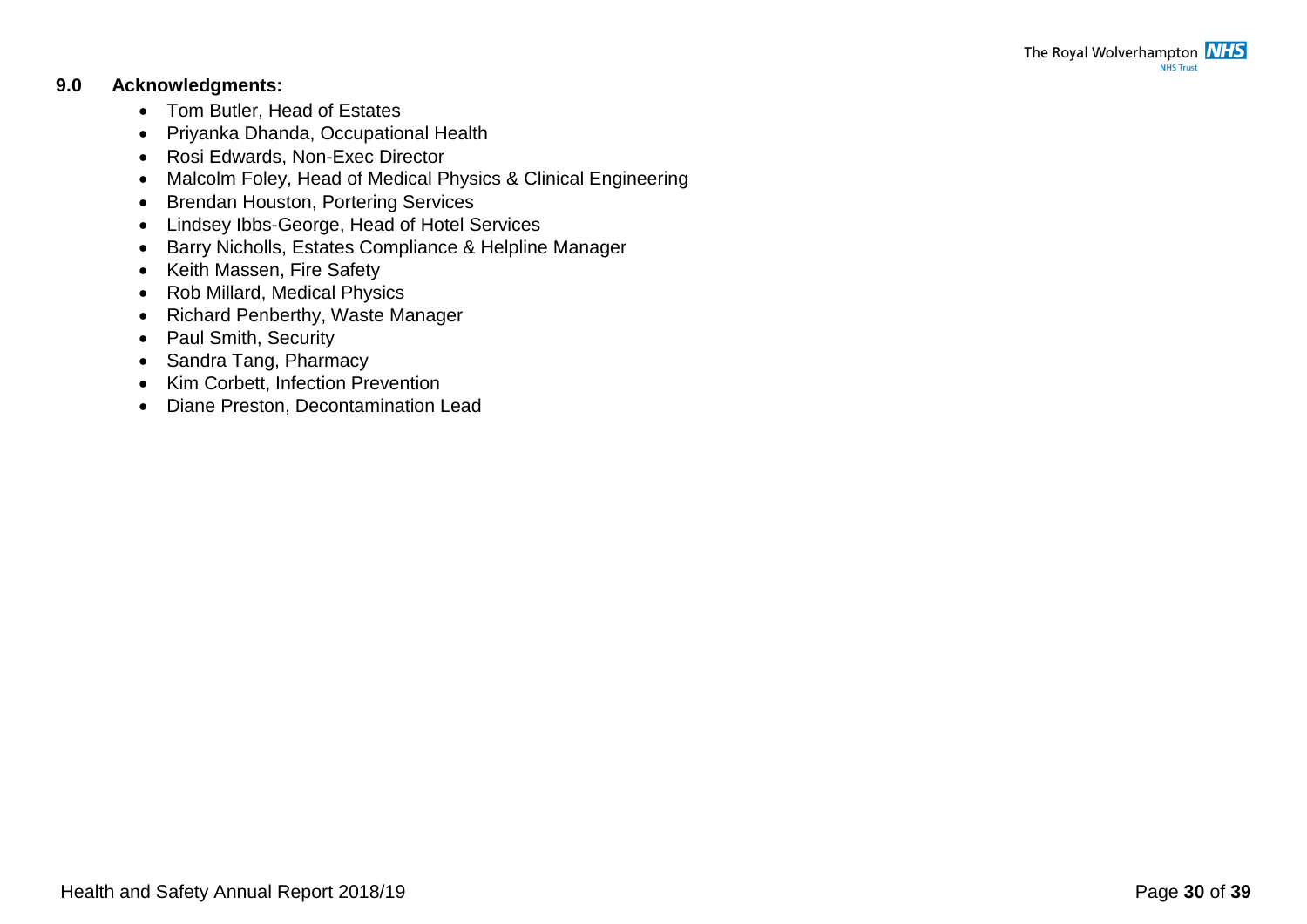## 9.0 Acknowledgments:

- Tom Butler, Head of Estates
- Priyanka Dhanda, Occupational Health
- Rosi Edwards, Non-Exec Director
- Malcolm Foley, Head of Medical Physics & Clinical Engineering
- Brendan Houston, Portering Services
- Lindsey Ibbs-George, Head of Hotel Services
- Barry Nicholls, Estates Compliance & Helpline Manager
- Keith Massen, Fire Safety
- Rob Millard, Medical Physics
- Richard Penberthy, Waste Manager
- Paul Smith, Security
- Sandra Tang, Pharmacy
- Kim Corbett, Infection Prevention
- Diane Preston, Decontamination Lead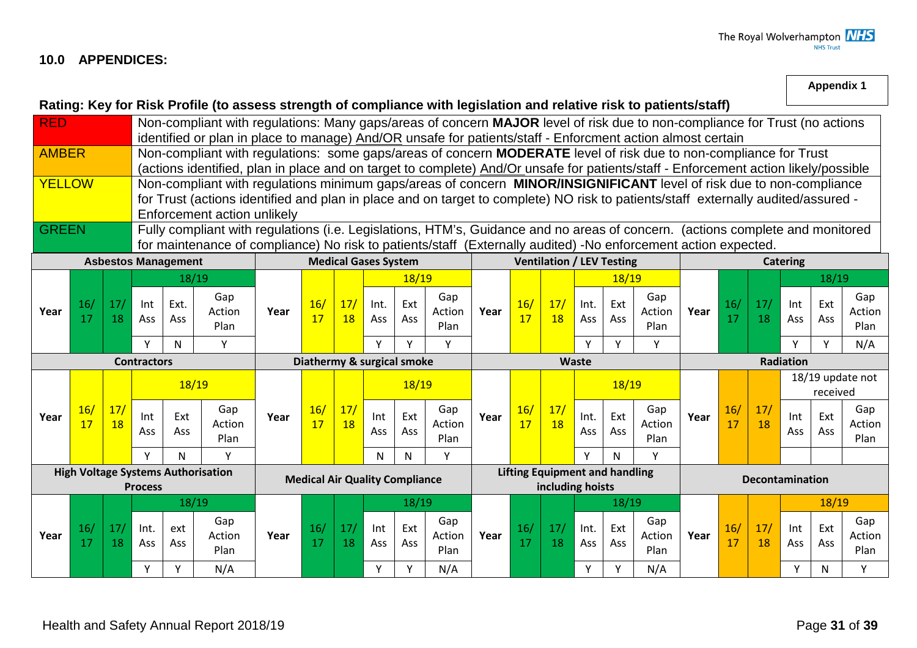## 10.0 APPENDICES:

**Appendix 1**

### Rating: Key for Risk Profile (to assess strength of compliance with legislation and relative risk to patients/staff)

| Rating | Description |
|---|---|
| RED | Non-compliant with regulations: Many gaps/areas of concern **MAJOR** level of risk due to non-compliance for Trust (no actions identified or plan in place to manage) And/OR unsafe for patients/staff - Enforcment action almost certain |
| AMBER | Non-compliant with regulations: some gaps/areas of concern **MODERATE** level of risk due to non-compliance for Trust (actions identified, plan in place and on target to complete) And/Or unsafe for patients/staff - Enforcement action likely/possible |
| YELLOW | Non-compliant with regulations minimum gaps/areas of concern **MINOR/INSIGNIFICANT** level of risk due to non-compliance for Trust (actions identified and plan in place and on target to complete) NO risk to patients/staff externally audited/assured - Enforcement action unlikely |
| GREEN | Fully compliant with regulations (i.e. Legislations, HTM's, Guidance and no areas of concern. (actions complete and monitored for maintenance of compliance) No risk to patients/staff (Externally audited) -No enforcement action expected. |

| Area | 16/17 | 17/18 | 18/19 Int Ass | 18/19 Ext Ass | 18/19 Gap Action Plan |
|---|---|---|---|---|---|
| Asbestos Management | GREEN | GREEN | Y | N | Y |
| Medical Gases System | YELLOW | YELLOW | Y | Y | Y |
| Ventilation / LEV Testing | YELLOW | YELLOW | Y | Y | Y |
| Catering | GREEN | GREEN | Y | Y | N/A |
| Contractors | YELLOW | YELLOW | Y | N | Y |
| Diathermy & surgical smoke | YELLOW | YELLOW | N | N | Y |
| Waste | YELLOW | YELLOW | Y | N | Y |
| Radiation (18/19 update not received) | AMBER | AMBER | | | |
| High Voltage Systems Authorisation Process | GREEN | GREEN | Y | Y | N/A |
| Medical Air Quality Compliance | GREEN | GREEN | Y | Y | N/A |
| Lifting Equipment and handling including hoists | GREEN | GREEN | Y | Y | N/A |
| Decontamination | AMBER | AMBER | Y | N | Y |

18/19 ratings: Asbestos Management – YELLOW; Medical Gases System – YELLOW; Ventilation / LEV Testing – YELLOW; Catering – GREEN; Contractors – YELLOW; Diathermy & surgical smoke – YELLOW; Waste – YELLOW; Radiation – 18/19 update not received; High Voltage Systems Authorisation Process – GREEN; Medical Air Quality Compliance – GREEN; Lifting Equipment and handling including hoists – GREEN; Decontamination – AMBER.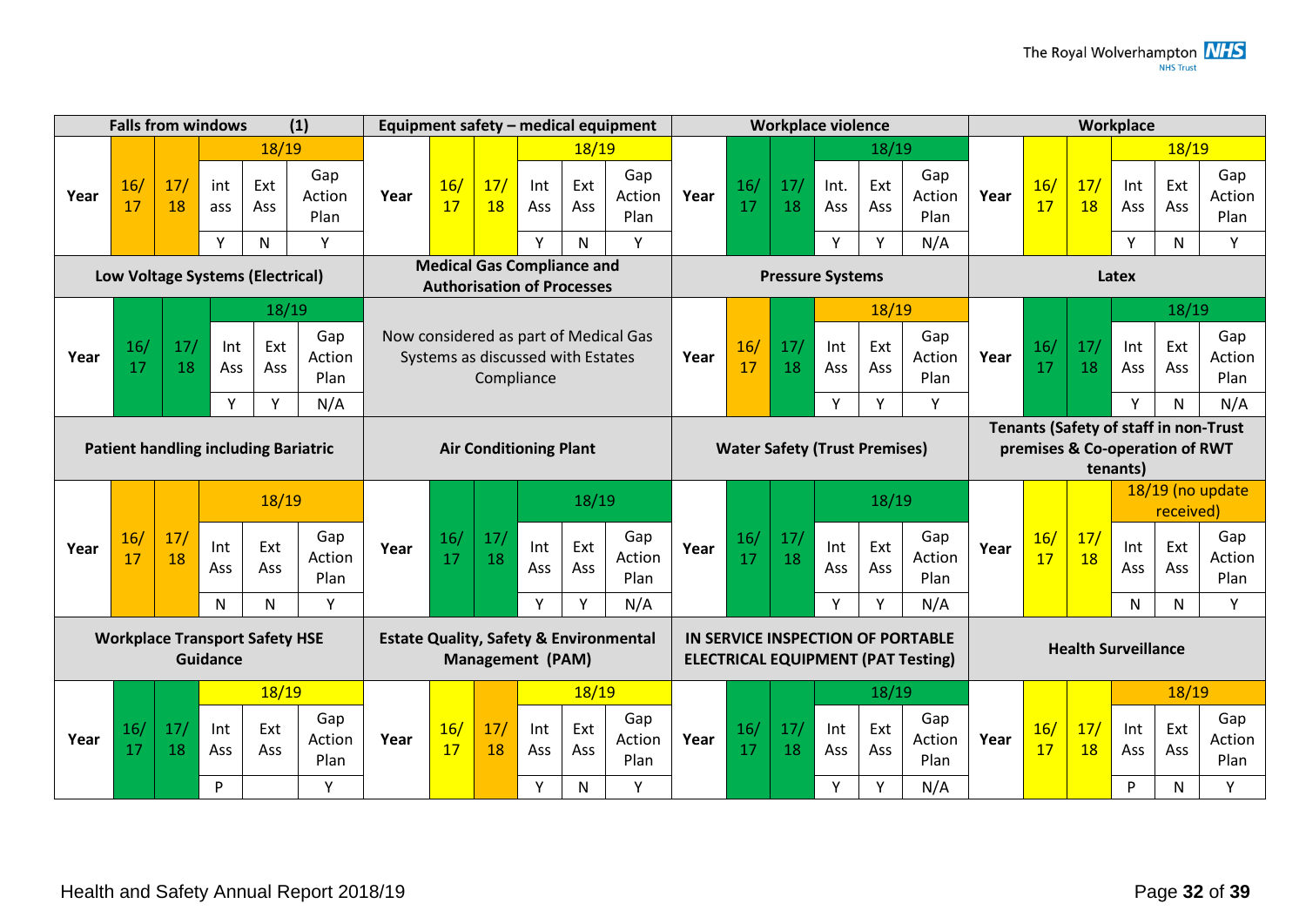| Falls from windows (1) | | | | | |
|---|---|---|---|---|---|
| Year | 16/17 | 17/18 | 18/19 | | |
| | | | int ass | Ext Ass | Gap Action Plan |
| | | | Y | N | Y |

| Equipment safety – medical equipment | | | | | |
|---|---|---|---|---|---|
| Year | 16/17 | 17/18 | 18/19 | | |
| | | | Int Ass | Ext Ass | Gap Action Plan |
| | | | Y | N | Y |

| Workplace violence | | | | | |
|---|---|---|---|---|---|
| Year | 16/17 | 17/18 | 18/19 | | |
| | | | Int. Ass | Ext Ass | Gap Action Plan |
| | | | Y | Y | N/A |

| Workplace | | | | | |
|---|---|---|---|---|---|
| Year | 16/17 | 17/18 | 18/19 | | |
| | | | Int Ass | Ext Ass | Gap Action Plan |
| | | | Y | N | Y |

| Low Voltage Systems (Electrical) | | | | | |
|---|---|---|---|---|---|
| Year | 16/17 | 17/18 | 18/19 | | |
| | | | Int Ass | Ext Ass | Gap Action Plan |
| | | | Y | Y | N/A |

| Medical Gas Compliance and Authorisation of Processes |
|---|
| Now considered as part of Medical Gas Systems as discussed with Estates Compliance |

| Pressure Systems | | | | | |
|---|---|---|---|---|---|
| Year | 16/17 | 17/18 | 18/19 | | |
| | | | Int Ass | Ext Ass | Gap Action Plan |
| | | | Y | Y | Y |

| Latex | | | | | |
|---|---|---|---|---|---|
| Year | 16/17 | 17/18 | 18/19 | | |
| | | | Int Ass | Ext Ass | Gap Action Plan |
| | | | Y | N | N/A |

| Patient handling including Bariatric | | | | | |
|---|---|---|---|---|---|
| Year | 16/17 | 17/18 | 18/19 | | |
| | | | Int Ass | Ext Ass | Gap Action Plan |
| | | | N | N | Y |

| Air Conditioning Plant | | | | | |
|---|---|---|---|---|---|
| Year | 16/17 | 17/18 | 18/19 | | |
| | | | Int Ass | Ext Ass | Gap Action Plan |
| | | | Y | Y | N/A |

| Water Safety (Trust Premises) | | | | | |
|---|---|---|---|---|---|
| Year | 16/17 | 17/18 | 18/19 | | |
| | | | Int Ass | Ext Ass | Gap Action Plan |
| | | | Y | Y | N/A |

| Tenants (Safety of staff in non-Trust premises & Co-operation of RWT tenants) | | | | | |
|---|---|---|---|---|---|
| Year | 16/17 | 17/18 | 18/19 (no update received) | | |
| | | | Int Ass | Ext Ass | Gap Action Plan |
| | | | N | N | Y |

| Workplace Transport Safety HSE Guidance | | | | | |
|---|---|---|---|---|---|
| Year | 16/17 | 17/18 | 18/19 | | |
| | | | Int Ass | Ext Ass | Gap Action Plan |
| | | | P | | Y |

| Estate Quality, Safety & Environmental Management (PAM) | | | | | |
|---|---|---|---|---|---|
| Year | 16/17 | 17/18 | 18/19 | | |
| | | | Int Ass | Ext Ass | Gap Action Plan |
| | | | Y | N | Y |

| IN SERVICE INSPECTION OF PORTABLE ELECTRICAL EQUIPMENT (PAT Testing) | | | | | |
|---|---|---|---|---|---|
| Year | 16/17 | 17/18 | 18/19 | | |
| | | | Int Ass | Ext Ass | Gap Action Plan |
| | | | Y | Y | N/A |

| Health Surveillance | | | | | |
|---|---|---|---|---|---|
| Year | 16/17 | 17/18 | 18/19 | | |
| | | | Int Ass | Ext Ass | Gap Action Plan |
| | | | P | N | Y |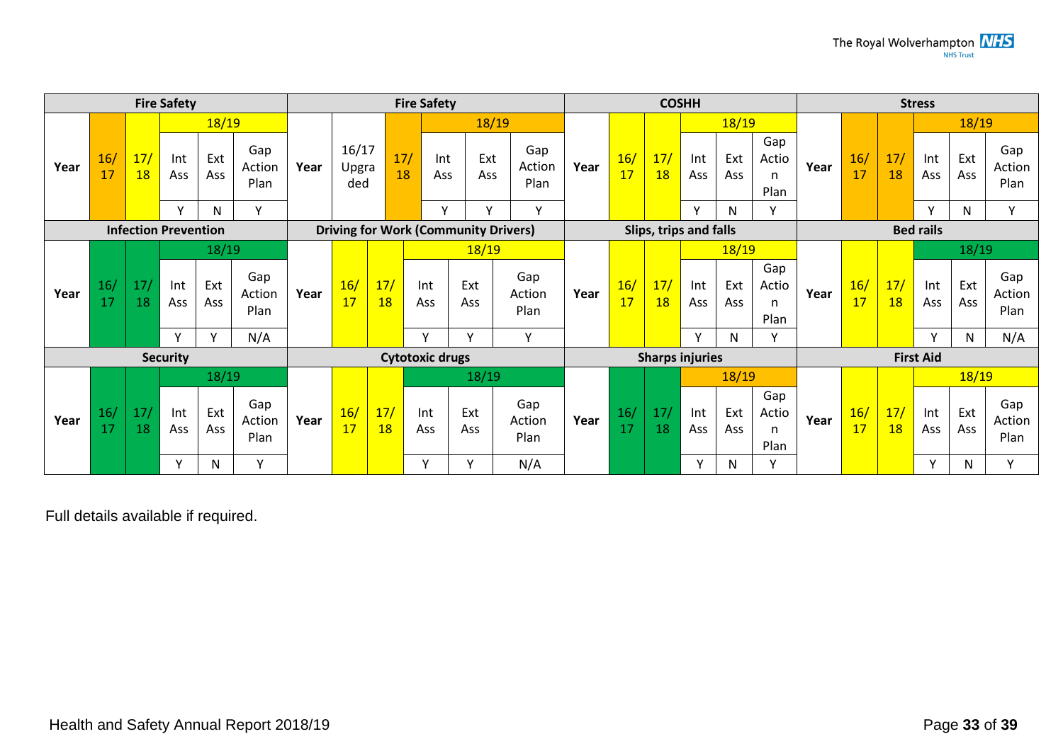| Fire Safety | | | | | |
|---|---|---|---|---|---|
| Year | 16/17 | 17/18 | 18/19 | | |
| | | | Int Ass | Ext Ass | Gap Action Plan |
| | | | Y | N | Y |

| Fire Safety | | | | | |
|---|---|---|---|---|---|
| Year | 16/17 Upgraded | 17/18 | 18/19 | | |
| | | | Int Ass | Ext Ass | Gap Action Plan |
| | | | Y | Y | Y |

| COSHH | | | | | |
|---|---|---|---|---|---|
| Year | 16/17 | 17/18 | 18/19 | | |
| | | | Int Ass | Ext Ass | Gap Action Plan |
| | | | Y | N | Y |

| Stress | | | | | |
|---|---|---|---|---|---|
| Year | 16/17 | 17/18 | 18/19 | | |
| | | | Int Ass | Ext Ass | Gap Action Plan |
| | | | Y | N | Y |

| Infection Prevention | | | | | |
|---|---|---|---|---|---|
| Year | 16/17 | 17/18 | 18/19 | | |
| | | | Int Ass | Ext Ass | Gap Action Plan |
| | | | Y | Y | N/A |

| Driving for Work (Community Drivers) | | | | | |
|---|---|---|---|---|---|
| Year | 16/17 | 17/18 | 18/19 | | |
| | | | Int Ass | Ext Ass | Gap Action Plan |
| | | | Y | Y | Y |

| Slips, trips and falls | | | | | |
|---|---|---|---|---|---|
| Year | 16/17 | 17/18 | 18/19 | | |
| | | | Int Ass | Ext Ass | Gap Action Plan |
| | | | Y | N | Y |

| Bed rails | | | | | |
|---|---|---|---|---|---|
| Year | 16/17 | 17/18 | 18/19 | | |
| | | | Int Ass | Ext Ass | Gap Action Plan |
| | | | Y | N | N/A |

| Security | | | | | |
|---|---|---|---|---|---|
| Year | 16/17 | 17/18 | 18/19 | | |
| | | | Int Ass | Ext Ass | Gap Action Plan |
| | | | Y | N | Y |

| Cytotoxic drugs | | | | | |
|---|---|---|---|---|---|
| Year | 16/17 | 17/18 | 18/19 | | |
| | | | Int Ass | Ext Ass | Gap Action Plan |
| | | | Y | Y | N/A |

| Sharps injuries | | | | | |
|---|---|---|---|---|---|
| Year | 16/17 | 17/18 | 18/19 | | |
| | | | Int Ass | Ext Ass | Gap Action Plan |
| | | | Y | N | Y |

| First Aid | | | | | |
|---|---|---|---|---|---|
| Year | 16/17 | 17/18 | 18/19 | | |
| | | | Int Ass | Ext Ass | Gap Action Plan |
| | | | Y | N | Y |

Full details available if required.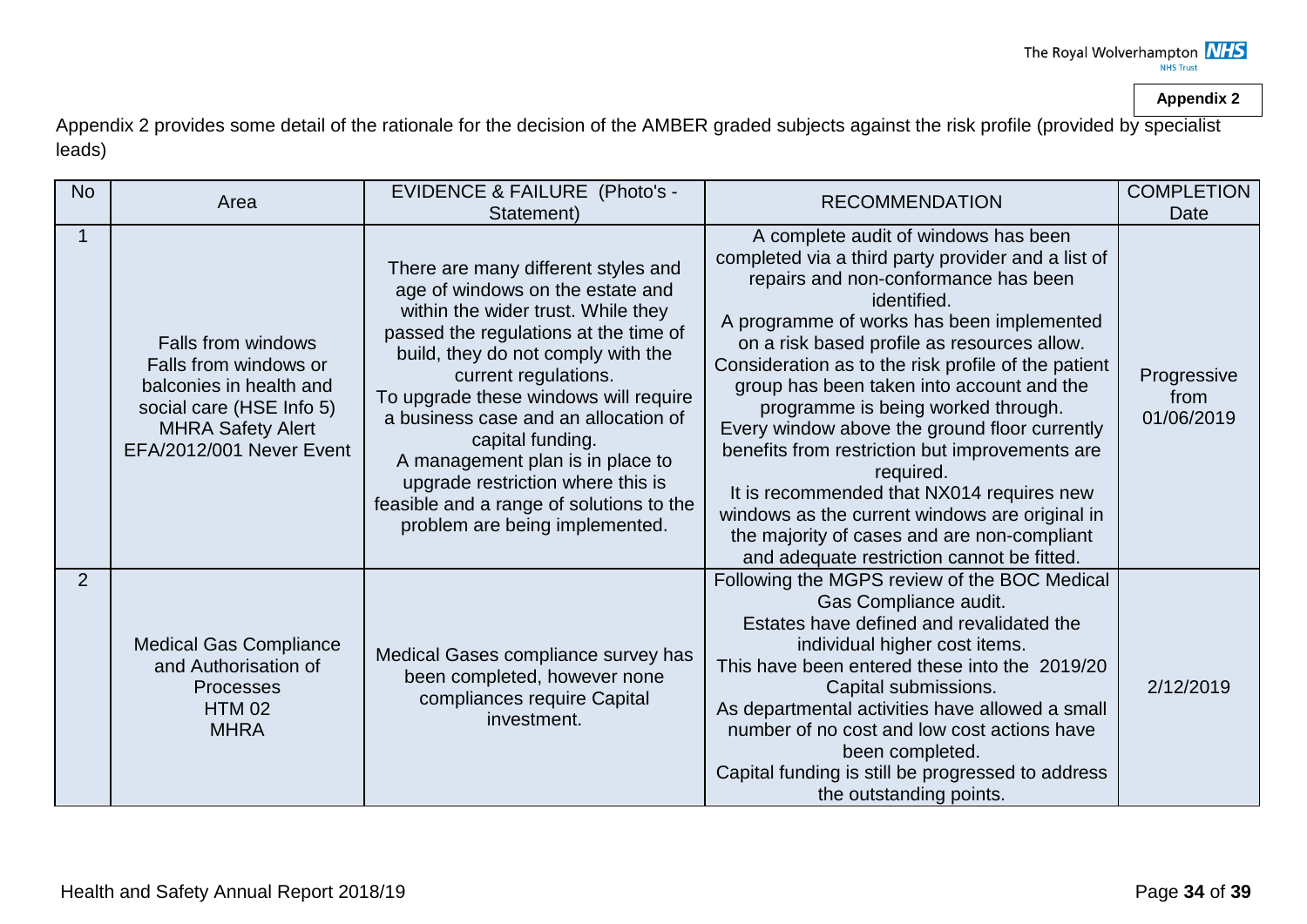**Appendix 2**

Appendix 2 provides some detail of the rationale for the decision of the AMBER graded subjects against the risk profile (provided by specialist leads)

| No | Area | EVIDENCE & FAILURE (Photo's - Statement) | RECOMMENDATION | COMPLETION Date |
|---|---|---|---|---|
| 1 | Falls from windows<br>Falls from windows or balconies in health and social care (HSE Info 5)<br>MHRA Safety Alert EFA/2012/001 Never Event | There are many different styles and age of windows on the estate and within the wider trust. While they passed the regulations at the time of build, they do not comply with the current regulations.<br>To upgrade these windows will require a business case and an allocation of capital funding.<br>A management plan is in place to upgrade restriction where this is feasible and a range of solutions to the problem are being implemented. | A complete audit of windows has been completed via a third party provider and a list of repairs and non-conformance has been identified.<br>A programme of works has been implemented on a risk based profile as resources allow. Consideration as to the risk profile of the patient group has been taken into account and the programme is being worked through.<br>Every window above the ground floor currently benefits from restriction but improvements are required.<br>It is recommended that NX014 requires new windows as the current windows are original in the majority of cases and are non-compliant and adequate restriction cannot be fitted. | Progressive from 01/06/2019 |
| 2 | Medical Gas Compliance and Authorisation of Processes<br>HTM 02<br>MHRA | Medical Gases compliance survey has been completed, however none compliances require Capital investment. | Following the MGPS review of the BOC Medical Gas Compliance audit.<br>Estates have defined and revalidated the individual higher cost items.<br>This have been entered these into the 2019/20 Capital submissions.<br>As departmental activities have allowed a small number of no cost and low cost actions have been completed.<br>Capital funding is still be progressed to address the outstanding points. | 2/12/2019 |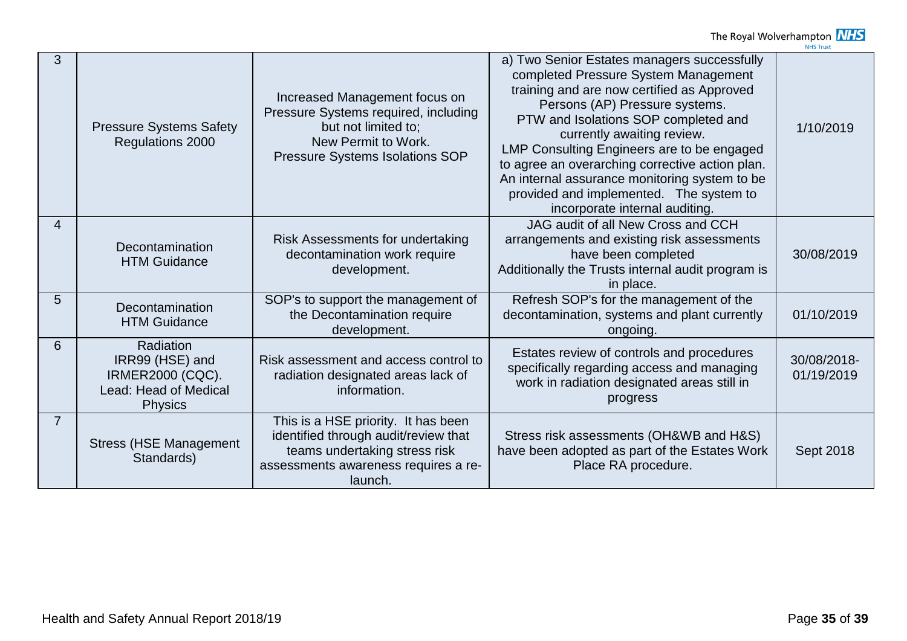| 3 | Pressure Systems Safety Regulations 2000 | Increased Management focus on Pressure Systems required, including but not limited to; New Permit to Work. Pressure Systems Isolations SOP | a) Two Senior Estates managers successfully completed Pressure System Management training and are now certified as Approved Persons (AP) Pressure systems. PTW and Isolations SOP completed and currently awaiting review. LMP Consulting Engineers are to be engaged to agree an overarching corrective action plan. An internal assurance monitoring system to be provided and implemented. The system to incorporate internal auditing. | 1/10/2019 |
|---|---|---|---|---|
| 4 | Decontamination HTM Guidance | Risk Assessments for undertaking decontamination work require development. | JAG audit of all New Cross and CCH arrangements and existing risk assessments have been completed Additionally the Trusts internal audit program is in place. | 30/08/2019 |
| 5 | Decontamination HTM Guidance | SOP's to support the management of the Decontamination require development. | Refresh SOP's for the management of the decontamination, systems and plant currently ongoing. | 01/10/2019 |
| 6 | Radiation IRR99 (HSE) and IRMER2000 (CQC). Lead: Head of Medical Physics | Risk assessment and access control to radiation designated areas lack of information. | Estates review of controls and procedures specifically regarding access and managing work in radiation designated areas still in progress | 30/08/2018-01/19/2019 |
| 7 | Stress (HSE Management Standards) | This is a HSE priority. It has been identified through audit/review that teams undertaking stress risk assessments awareness requires a re-launch. | Stress risk assessments (OH&WB and H&S) have been adopted as part of the Estates Work Place RA procedure. | Sept 2018 |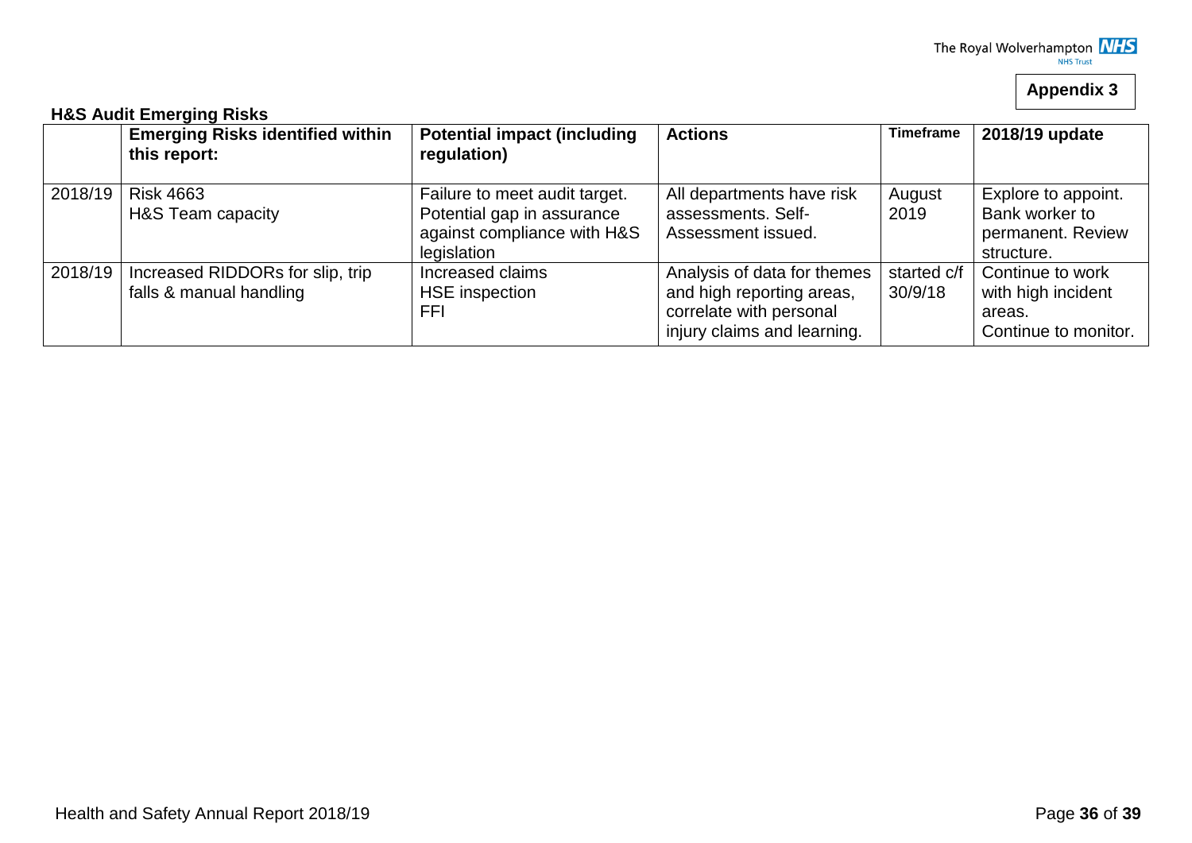**Appendix 3**

**H&S Audit Emerging Risks**

| | **Emerging Risks identified within this report:** | **Potential impact (including regulation)** | **Actions** | **Timeframe** | **2018/19 update** |
|---|---|---|---|---|---|
| 2018/19 | Risk 4663<br>H&S Team capacity | Failure to meet audit target. Potential gap in assurance against compliance with H&S legislation | All departments have risk assessments. Self-Assessment issued. | August 2019 | Explore to appoint. Bank worker to permanent. Review structure. |
| 2018/19 | Increased RIDDORs for slip, trip falls & manual handling | Increased claims<br>HSE inspection<br>FFI | Analysis of data for themes and high reporting areas, correlate with personal injury claims and learning. | started c/f 30/9/18 | Continue to work with high incident areas.<br>Continue to monitor. |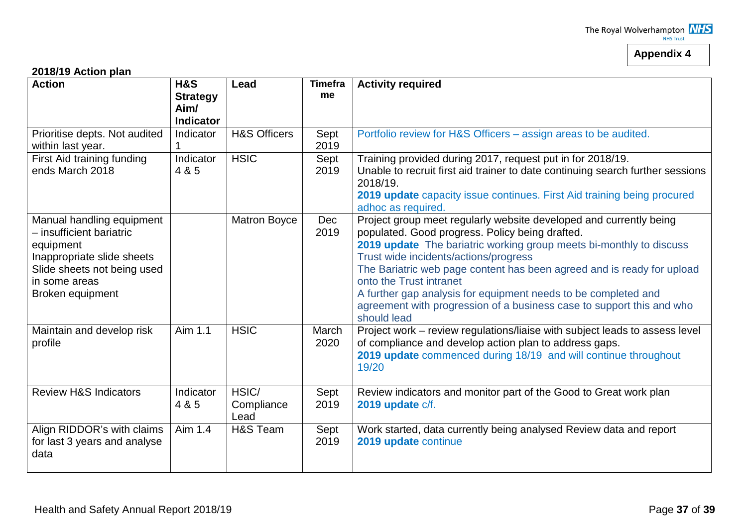**Appendix 4**

**2018/19 Action plan**

| Action | H&S Strategy Aim/ Indicator | Lead | Timeframe | Activity required |
|---|---|---|---|---|
| Prioritise depts. Not audited within last year. | Indicator 1 | H&S Officers | Sept 2019 | Portfolio review for H&S Officers – assign areas to be audited. |
| First Aid training funding ends March 2018 | Indicator 4 & 5 | HSIC | Sept 2019 | Training provided during 2017, request put in for 2018/19. Unable to recruit first aid trainer to date continuing search further sessions 2018/19. **2019 update** capacity issue continues. First Aid training being procured adhoc as required. |
| Manual handling equipment – insufficient bariatric equipment Inappropriate slide sheets Slide sheets not being used in some areas Broken equipment | | Matron Boyce | Dec 2019 | Project group meet regularly website developed and currently being populated. Good progress. Policy being drafted. **2019 update** The bariatric working group meets bi-monthly to discuss Trust wide incidents/actions/progress The Bariatric web page content has been agreed and is ready for upload onto the Trust intranet A further gap analysis for equipment needs to be completed and agreement with progression of a business case to support this and who should lead |
| Maintain and develop risk profile | Aim 1.1 | HSIC | March 2020 | Project work – review regulations/liaise with subject leads to assess level of compliance and develop action plan to address gaps. **2019 update** commenced during 18/19 and will continue throughout 19/20 |
| Review H&S Indicators | Indicator 4 & 5 | HSIC/ Compliance Lead | Sept 2019 | Review indicators and monitor part of the Good to Great work plan **2019 update** c/f. |
| Align RIDDOR's with claims for last 3 years and analyse data | Aim 1.4 | H&S Team | Sept 2019 | Work started, data currently being analysed Review data and report **2019 update** continue |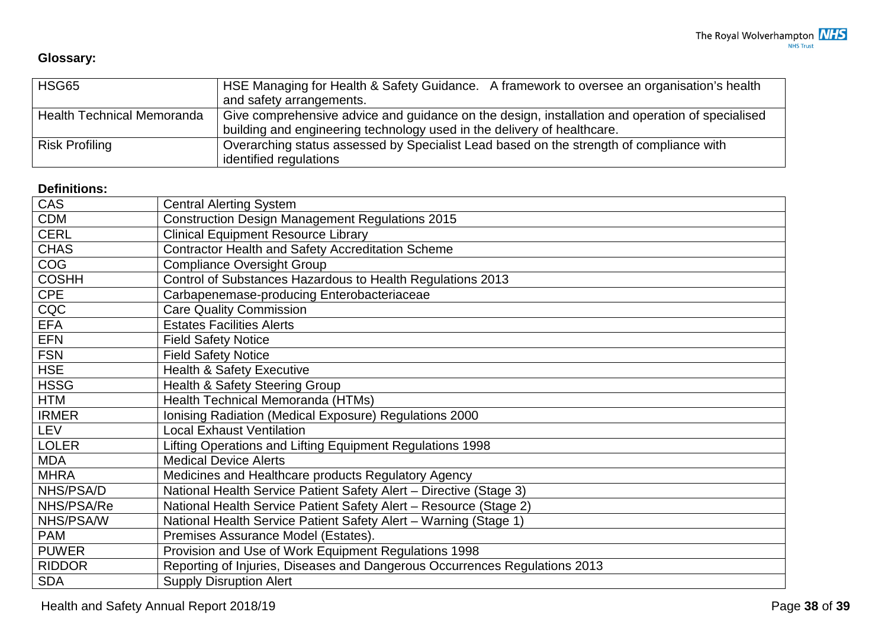**Glossary:**

| | |
|---|---|
| HSG65 | HSE Managing for Health & Safety Guidance. A framework to oversee an organisation's health and safety arrangements. |
| Health Technical Memoranda | Give comprehensive advice and guidance on the design, installation and operation of specialised building and engineering technology used in the delivery of healthcare. |
| Risk Profiling | Overarching status assessed by Specialist Lead based on the strength of compliance with identified regulations |

**Definitions:**

| | |
|---|---|
| CAS | Central Alerting System |
| CDM | Construction Design Management Regulations 2015 |
| CERL | Clinical Equipment Resource Library |
| CHAS | Contractor Health and Safety Accreditation Scheme |
| COG | Compliance Oversight Group |
| COSHH | Control of Substances Hazardous to Health Regulations 2013 |
| CPE | Carbapenemase-producing Enterobacteriaceae |
| CQC | Care Quality Commission |
| EFA | Estates Facilities Alerts |
| EFN | Field Safety Notice |
| FSN | Field Safety Notice |
| HSE | Health & Safety Executive |
| HSSG | Health & Safety Steering Group |
| HTM | Health Technical Memoranda (HTMs) |
| IRMER | Ionising Radiation (Medical Exposure) Regulations 2000 |
| LEV | Local Exhaust Ventilation |
| LOLER | Lifting Operations and Lifting Equipment Regulations 1998 |
| MDA | Medical Device Alerts |
| MHRA | Medicines and Healthcare products Regulatory Agency |
| NHS/PSA/D | National Health Service Patient Safety Alert – Directive (Stage 3) |
| NHS/PSA/Re | National Health Service Patient Safety Alert – Resource (Stage 2) |
| NHS/PSA/W | National Health Service Patient Safety Alert – Warning (Stage 1) |
| PAM | Premises Assurance Model (Estates). |
| PUWER | Provision and Use of Work Equipment Regulations 1998 |
| RIDDOR | Reporting of Injuries, Diseases and Dangerous Occurrences Regulations 2013 |
| SDA | Supply Disruption Alert |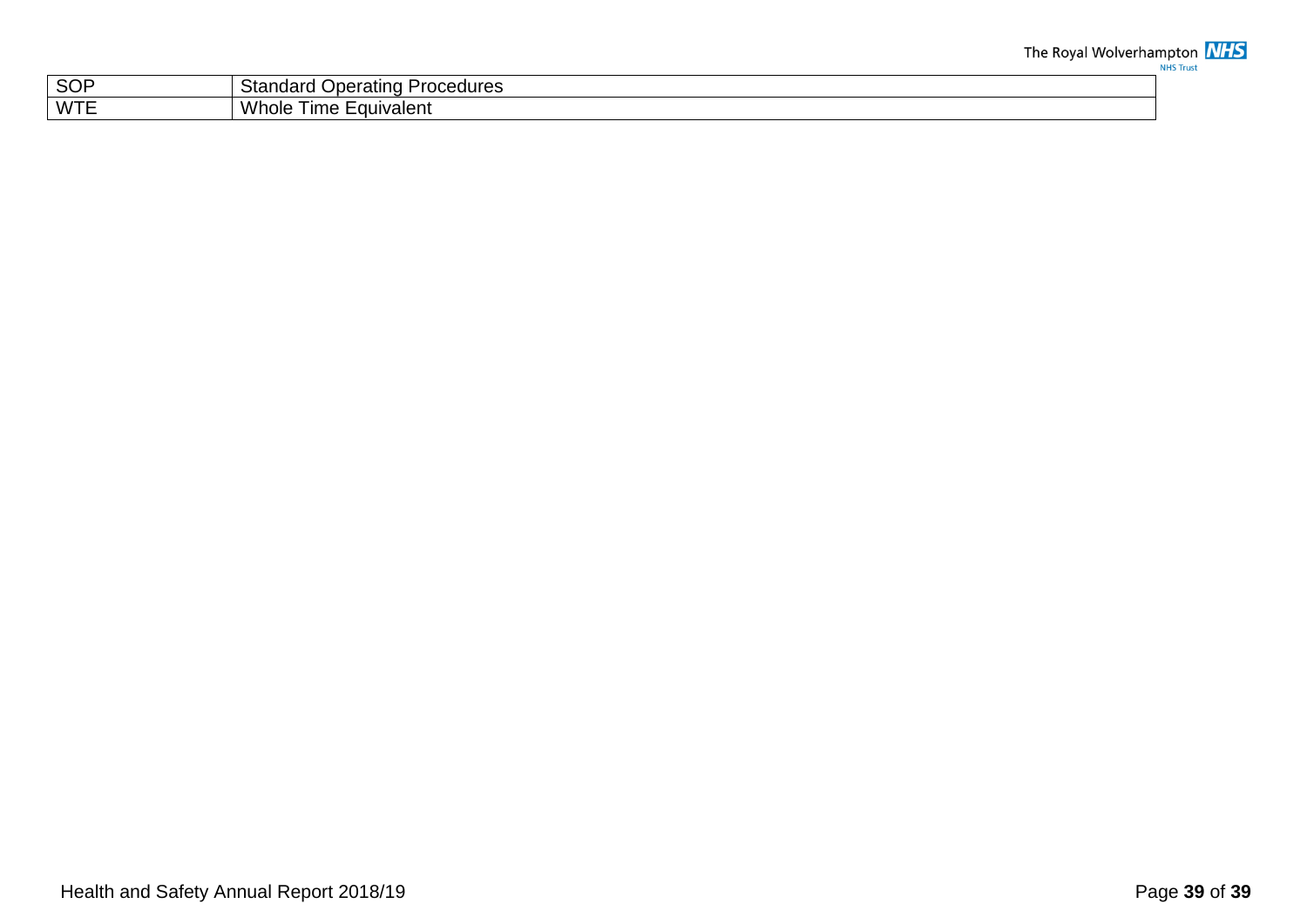| | |
|---|---|
| SOP | Standard Operating Procedures |
| WTE | Whole Time Equivalent |